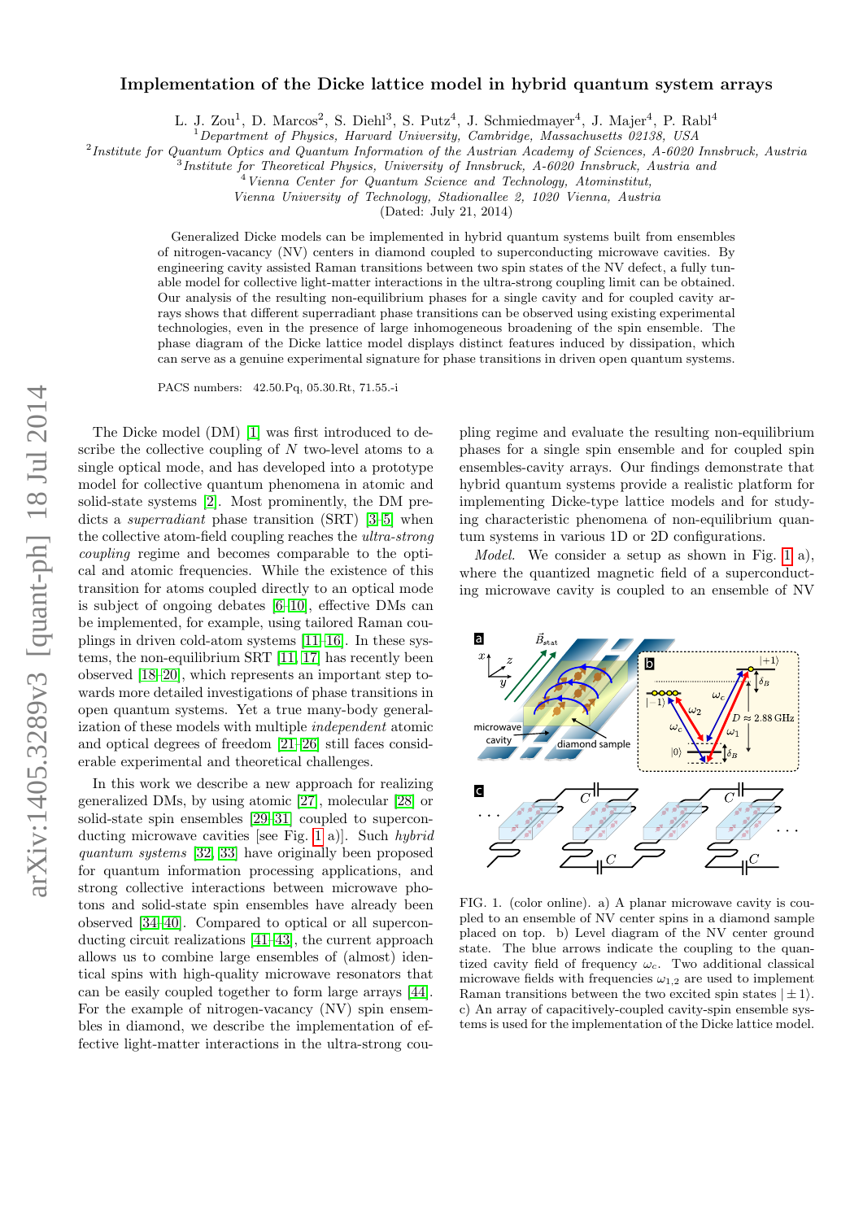# Implementation of the Dicke lattice model in hybrid quantum system arrays

L. J. Zou[1], D. Marcos[2], S. Diehl[3], S. Putz[4], J. Schmiedmayer[4], J. Majer[4], P. Rabl[4]

[1] *Department of Physics, Harvard University, Cambridge, Massachusetts 02138, USA*
[2] *Institute for Quantum Optics and Quantum Information of the Austrian Academy of Sciences, A-6020 Innsbruck, Austria*
[3] *Institute for Theoretical Physics, University of Innsbruck, A-6020 Innsbruck, Austria and*
[4] *Vienna Center for Quantum Science and Technology, Atominstitut, Vienna University of Technology, Stadionallee 2, 1020 Vienna, Austria*

(Dated: July 21, 2014)

Generalized Dicke models can be implemented in hybrid quantum systems built from ensembles of nitrogen-vacancy (NV) centers in diamond coupled to superconducting microwave cavities. By engineering cavity assisted Raman transitions between two spin states of the NV defect, a fully tunable model for collective light-matter interactions in the ultra-strong coupling limit can be obtained. Our analysis of the resulting non-equilibrium phases for a single cavity and for coupled cavity arrays shows that different superradiant phase transitions can be observed using existing experimental technologies, even in the presence of large inhomogeneous broadening of the spin ensemble. The phase diagram of the Dicke lattice model displays distinct features induced by dissipation, which can serve as a genuine experimental signature for phase transitions in driven open quantum systems.

PACS numbers: 42.50.Pq, 05.30.Rt, 71.55.-i

The Dicke model (DM) [1] was first introduced to describe the collective coupling of $N$ two-level atoms to a single optical mode, and has developed into a prototype model for collective quantum phenomena in atomic and solid-state systems [2]. Most prominently, the DM predicts a *superradiant* phase transition (SRT) [3–5] when the collective atom-field coupling reaches the *ultra-strong coupling* regime and becomes comparable to the optical and atomic frequencies. While the existence of this transition for atoms coupled directly to an optical mode is subject of ongoing debates [6–10], effective DMs can be implemented, for example, using tailored Raman couplings in driven cold-atom systems [11–16]. In these systems, the non-equilibrium SRT [11, 17] has recently been observed [18–20], which represents an important step towards more detailed investigations of phase transitions in open quantum systems. Yet a true many-body generalization of these models with multiple *independent* atomic and optical degrees of freedom [21–26] still faces considerable experimental and theoretical challenges.

In this work we describe a new approach for realizing generalized DMs, by using atomic [27], molecular [28] or solid-state spin ensembles [29–31] coupled to superconducting microwave cavities [see Fig. 1 a)]. Such *hybrid quantum systems* [32, 33] have originally been proposed for quantum information processing applications, and strong collective interactions between microwave photons and solid-state spin ensembles have already been observed [34–40]. Compared to optical or all superconducting circuit realizations [41–43], the current approach allows us to combine large ensembles of (almost) identical spins with high-quality microwave resonators that can be easily coupled together to form large arrays [44]. For the example of nitrogen-vacancy (NV) spin ensembles in diamond, we describe the implementation of effective light-matter interactions in the ultra-strong coupling regime and evaluate the resulting non-equilibrium phases for a single spin ensemble and for coupled spin ensembles-cavity arrays. Our findings demonstrate that hybrid quantum systems provide a realistic platform for implementing Dicke-type lattice models and for studying characteristic phenomena of non-equilibrium quantum systems in various 1D or 2D configurations.

*Model.* We consider a setup as shown in Fig. 1 a), where the quantized magnetic field of a superconducting microwave cavity is coupled to an ensemble of NV

FIG. 1. (color online). a) A planar microwave cavity is coupled to an ensemble of NV center spins in a diamond sample placed on top. b) Level diagram of the NV center ground state. The blue arrows indicate the coupling to the quantized cavity field of frequency $\omega_c$. Two additional classical microwave fields with frequencies $\omega_{1,2}$ are used to implement Raman transitions between the two excited spin states $|\pm 1\rangle$. c) An array of capacitively-coupled cavity-spin ensemble systems is used for the implementation of the Dicke lattice model.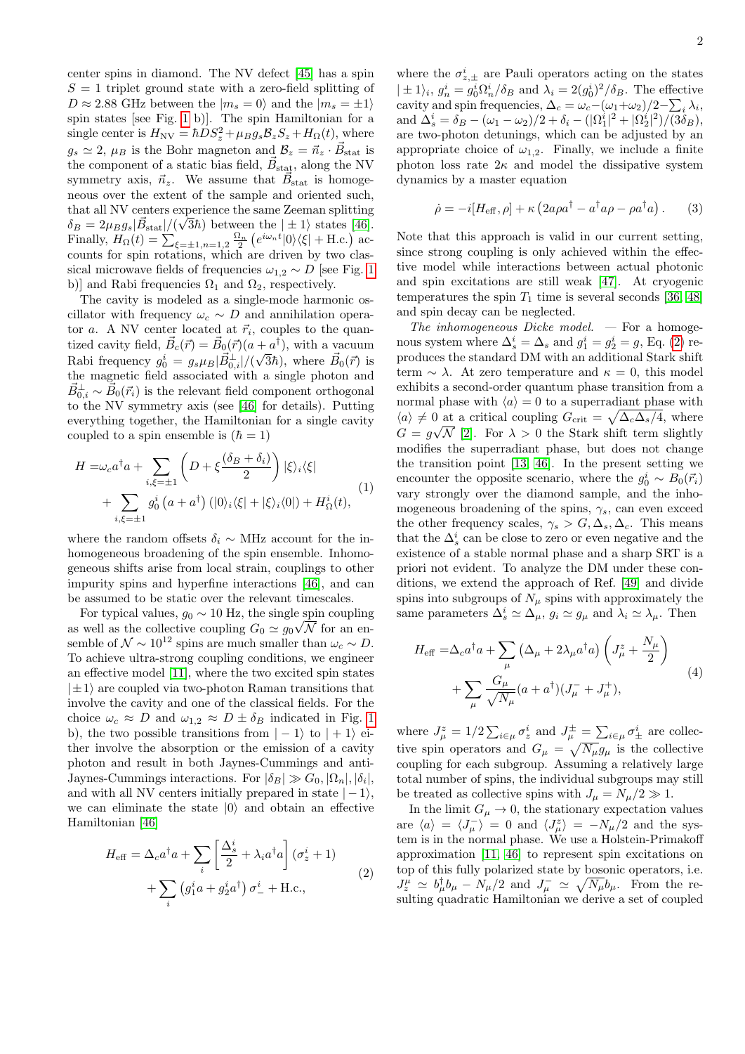center spins in diamond. The NV defect [45] has a spin $S = 1$ triplet ground state with a zero-field splitting of $D \approx 2.88$ GHz between the $|m_s = 0\rangle$ and the $|m_s = \pm 1\rangle$ spin states [see Fig. 1 b)]. The spin Hamiltonian for a single center is $H_{\rm NV} = \hbar D S_z^2 + \mu_B g_s \mathcal{B}_z S_z + H_\Omega(t)$, where $g_s \simeq 2$, $\mu_B$ is the Bohr magneton and $\mathcal{B}_z = \vec{n}_z \cdot \vec{B}_{\rm stat}$ is the component of a static bias field, $\vec{B}_{\rm stat}$, along the NV symmetry axis, $\vec{n}_z$. We assume that $\vec{B}_{\rm stat}$ is homogeneous over the extent of the sample and oriented such, that all NV centers experience the same Zeeman splitting $\delta_B = 2\mu_B g_s |\vec{B}_{\rm stat}|/(\sqrt{3}\hbar)$ between the $|\pm 1\rangle$ states [46]. Finally, $H_\Omega(t) = \sum_{\xi=\pm 1, n=1,2} \frac{\Omega_n}{2}\left(e^{i\omega_n t}|0\rangle\langle \xi| + \text{H.c.}\right)$ accounts for spin rotations, which are driven by two classical microwave fields of frequencies $\omega_{1,2} \sim D$ [see Fig. 1 b)] and Rabi frequencies $\Omega_1$ and $\Omega_2$, respectively.

The cavity is modeled as a single-mode harmonic oscillator with frequency $\omega_c \sim D$ and annihilation operator $a$. A NV center located at $\vec{r}_i$, couples to the quantized cavity field, $\vec{B}_c(\vec{r}) = \vec{B}_0(\vec{r})(a + a^\dagger)$, with a vacuum Rabi frequency $g_0^i = g_s \mu_B |\vec{B}_{0,i}^\perp|/(\sqrt{3}\hbar)$, where $\vec{B}_0(\vec{r})$ is the magnetic field associated with a single photon and $\vec{B}_{0,i}^\perp \sim \vec{B}_0(\vec{r}_i)$ is the relevant field component orthogonal to the NV symmetry axis (see [46] for details). Putting everything together, the Hamiltonian for a single cavity coupled to a spin ensemble is ($\hbar = 1$)

$$
\begin{aligned}
H =& \omega_c a^\dagger a + \sum_{i,\xi=\pm 1} \left(D + \xi \frac{(\delta_B + \delta_i)}{2}\right) |\xi\rangle_i\langle \xi| \\
&+ \sum_{i,\xi=\pm 1} g_0^i \left(a + a^\dagger\right) \left(|0\rangle_i\langle \xi| + |\xi\rangle_i\langle 0|\right) + H_\Omega^i(t),
\end{aligned}
\tag{1}
$$

where the random offsets $\delta_i \sim$ MHz account for the inhomogeneous broadening of the spin ensemble. Inhomogeneous shifts arise from local strain, couplings to other impurity spins and hyperfine interactions [46], and can be assumed to be static over the relevant timescales.

For typical values, $g_0 \sim 10$ Hz, the single spin coupling as well as the collective coupling $G_0 \simeq g_0\sqrt{\mathcal{N}}$ for an ensemble of $\mathcal{N} \sim 10^{12}$ spins are much smaller than $\omega_c \sim D$. To achieve ultra-strong coupling conditions, we engineer an effective model [11], where the two excited spin states $|\pm 1\rangle$ are coupled via two-photon Raman transitions that involve the cavity and one of the classical fields. For the choice $\omega_c \approx D$ and $\omega_{1,2} \approx D \pm \delta_B$ indicated in Fig. 1 b), the two possible transitions from $|-1\rangle$ to $|+1\rangle$ either involve the absorption or the emission of a cavity photon and result in both Jaynes-Cummings and anti-Jaynes-Cummings interactions. For $|\delta_B| \gg G_0, |\Omega_n|, |\delta_i|$, and with all NV centers initially prepared in state $|-1\rangle$, we can eliminate the state $|0\rangle$ and obtain an effective Hamiltonian [46]

$$
\begin{aligned}
H_{\rm eff} =& \Delta_c a^\dagger a + \sum_i \left[\frac{\Delta_s^i}{2} + \lambda_i a^\dagger a\right] (\sigma_z^i + 1) \\
&+ \sum_i \left(g_1^i a + g_2^i a^\dagger\right) \sigma_-^i + \text{H.c.},
\end{aligned}
\tag{2}
$$

where the $\sigma_{z,\pm}^i$ are Pauli operators acting on the states $|\pm 1\rangle_i$, $g_n^i = g_0^i \Omega_n^i/\delta_B$ and $\lambda_i = 2(g_0^i)^2/\delta_B$. The effective cavity and spin frequencies, $\Delta_c = \omega_c - (\omega_1+\omega_2)/2 - \sum_i \lambda_i$, and $\Delta_s^i = \delta_B - (\omega_1 - \omega_2)/2 + \delta_i - (|\Omega_1^i|^2 + |\Omega_2^i|^2)/(3\delta_B)$, are two-photon detunings, which can be adjusted by an appropriate choice of $\omega_{1,2}$. Finally, we include a finite photon loss rate $2\kappa$ and model the dissipative system dynamics by a master equation

$$
\dot{\rho} = -i[H_{\rm eff}, \rho] + \kappa\left(2a\rho a^\dagger - a^\dagger a \rho - \rho a^\dagger a\right).
\tag{3}
$$

Note that this approach is valid in our current setting, since strong coupling is only achieved within the effective model while interactions between actual photonic and spin excitations are still weak [47]. At cryogenic temperatures the spin $T_1$ time is several seconds [36, 48] and spin decay can be neglected.

*The inhomogeneous Dicke model.* — For a homogeneous system where $\Delta_s^i = \Delta_s$ and $g_1^i = g_2^i = g$, Eq. (2) reproduces the standard DM with an additional Stark shift term $\sim \lambda$. At zero temperature and $\kappa = 0$, this model exhibits a second-order quantum phase transition from a normal phase with $\langle a\rangle = 0$ to a superradiant phase with $\langle a\rangle \neq 0$ at a critical coupling $G_{\rm crit} = \sqrt{\Delta_c \Delta_s/4}$, where $G = g\sqrt{N}$ [2]. For $\lambda > 0$ the Stark shift term slightly modifies the superradiant phase, but does not change the transition point [13, 46]. In the present setting we encounter the opposite scenario, where the $g_0^i \sim B_0(\vec{r}_i)$ vary strongly over the diamond sample, and the inhomogeneous broadening of the spins, $\gamma_s$, can even exceed the other frequency scales, $\gamma_s > G, \Delta_s, \Delta_c$. This means that the $\Delta_s^i$ can be close to zero or even negative and the existence of a stable normal phase and a sharp SRT is a priori not evident. To analyze the DM under these conditions, we extend the approach of Ref. [49] and divide spins into subgroups of $N_\mu$ spins with approximately the same parameters $\Delta_s^i \simeq \Delta_\mu$, $g_i \simeq g_\mu$ and $\lambda_i \simeq \lambda_\mu$. Then

$$
\begin{aligned}
H_{\rm eff} =& \Delta_c a^\dagger a + \sum_\mu \left(\Delta_\mu + 2\lambda_\mu a^\dagger a\right)\left(J_\mu^z + \frac{N_\mu}{2}\right) \\
&+ \sum_\mu \frac{G_\mu}{\sqrt{N_\mu}} (a + a^\dagger)(J_\mu^- + J_\mu^+),
\end{aligned}
\tag{4}
$$

where $J_\mu^z = 1/2\sum_{i\in\mu}\sigma_z^i$ and $J_\mu^\pm = \sum_{i\in\mu}\sigma_\pm^i$ are collective spin operators and $G_\mu = \sqrt{N_\mu} g_\mu$ is the collective coupling for each subgroup. Assuming a relatively large total number of spins, the individual subgroups may still be treated as collective spins with $J_\mu = N_\mu/2 \gg 1$.

In the limit $G_\mu \to 0$, the stationary expectation values are $\langle a\rangle = \langle J_\mu^-\rangle = 0$ and $\langle J_\mu^z\rangle = -N_\mu/2$ and the system is in the normal phase. We use a Holstein-Primakoff approximation [11, 46] to represent spin excitations on top of this fully polarized state by bosonic operators, i.e. $J_z^\mu \simeq b_\mu^\dagger b_\mu - N_\mu/2$ and $J_\mu^- \simeq \sqrt{N_\mu} b_\mu$. From the resulting quadratic Hamiltonian we derive a set of coupled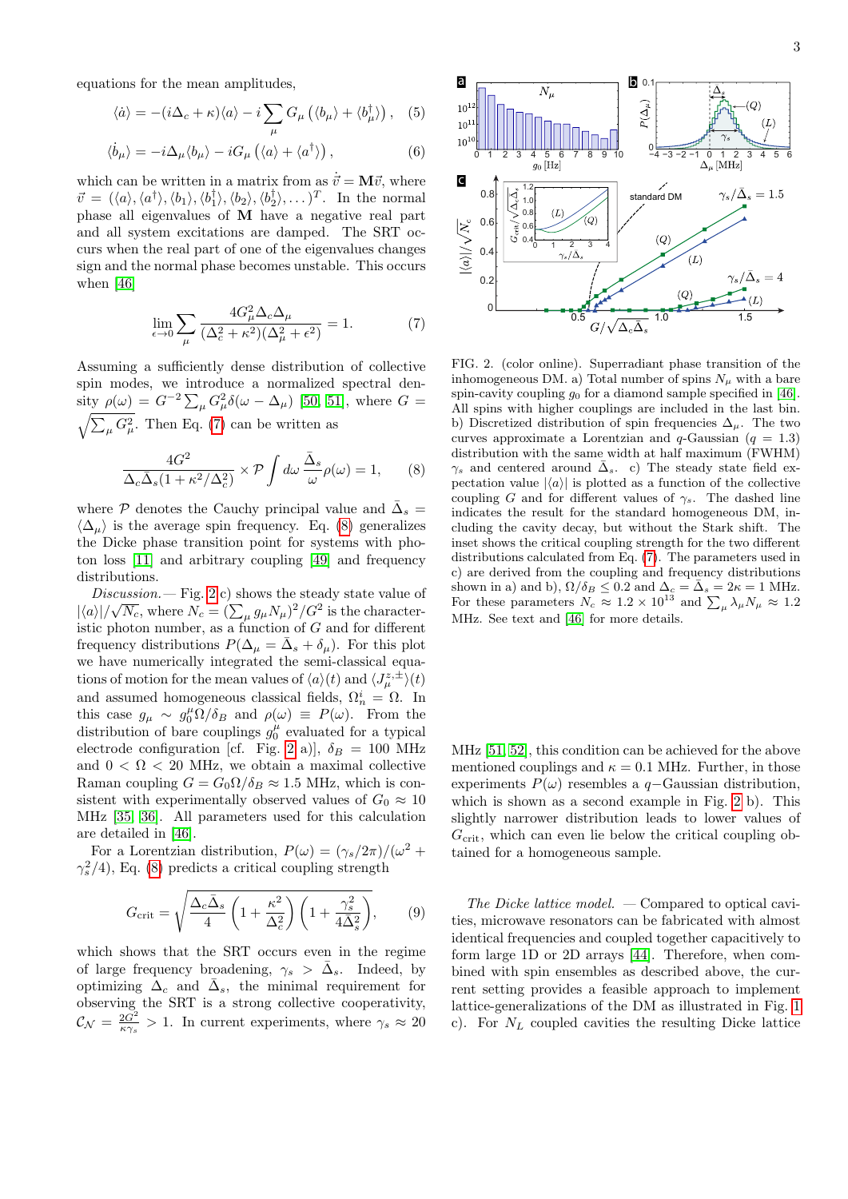equations for the mean amplitudes,

$$\langle \dot{a} \rangle = -(i\Delta_c + \kappa)\langle a \rangle - i\sum_\mu G_\mu \left(\langle b_\mu \rangle + \langle b_\mu^\dagger \rangle\right), \quad (5)$$

$$\langle \dot{b}_\mu \rangle = -i\Delta_\mu \langle b_\mu \rangle - iG_\mu \left(\langle a \rangle + \langle a^\dagger \rangle\right), \quad (6)$$

which can be written in a matrix from as $\dot{\vec{v}} = \mathbf{M}\vec{v}$, where $\vec{v} = (\langle a \rangle, \langle a^\dagger \rangle, \langle b_1 \rangle, \langle b_1^\dagger \rangle, \langle b_2 \rangle, \langle b_2^\dagger \rangle, \dots)^T$. In the normal phase all eigenvalues of $\mathbf{M}$ have a negative real part and all system excitations are damped. The SRT occurs when the real part of one of the eigenvalues changes sign and the normal phase becomes unstable. This occurs when [46]

$$\lim_{\epsilon \to 0} \sum_\mu \frac{4G_\mu^2 \Delta_c \Delta_\mu}{(\Delta_c^2 + \kappa^2)(\Delta_\mu^2 + \epsilon^2)} = 1. \quad (7)$$

Assuming a sufficiently dense distribution of collective spin modes, we introduce a normalized spectral density $\rho(\omega) = G^{-2}\sum_\mu G_\mu^2 \delta(\omega - \Delta_\mu)$ [50, 51], where $G = \sqrt{\sum_\mu G_\mu^2}$. Then Eq. (7) can be written as

$$\frac{4G^2}{\Delta_c \bar{\Delta}_s (1 + \kappa^2/\Delta_c^2)} \times \mathcal{P}\int d\omega \, \frac{\bar{\Delta}_s}{\omega}\rho(\omega) = 1, \quad (8)$$

where $\mathcal{P}$ denotes the Cauchy principal value and $\bar{\Delta}_s = \langle \Delta_\mu \rangle$ is the average spin frequency. Eq. (8) generalizes the Dicke phase transition point for systems with photon loss [11] and arbitrary coupling [49] and frequency distributions.

*Discussion.*— Fig. 2 c) shows the steady state value of $|\langle a \rangle|/\sqrt{N_c}$, where $N_c = (\sum_\mu g_\mu N_\mu)^2/G^2$ is the characteristic photon number, as a function of $G$ and for different frequency distributions $P(\Delta_\mu = \bar{\Delta}_s + \delta_\mu)$. For this plot we have numerically integrated the semi-classical equations of motion for the mean values of $\langle a \rangle(t)$ and $\langle J_\mu^{z,\pm} \rangle(t)$ and assumed homogeneous classical fields, $\Omega_n^i = \Omega$. In this case $g_\mu \sim g_0^\mu \Omega/\delta_B$ and $\rho(\omega) \equiv P(\omega)$. From the distribution of bare couplings $g_0^\mu$ evaluated for a typical electrode configuration [cf. Fig. 2 a)], $\delta_B = 100$ MHz and $0 < \Omega < 20$ MHz, we obtain a maximal collective Raman coupling $G = G_0\Omega/\delta_B \approx 1.5$ MHz, which is consistent with experimentally observed values of $G_0 \approx 10$ MHz [35, 36]. All parameters used for this calculation are detailed in [46].

For a Lorentzian distribution, $P(\omega) = (\gamma_s/2\pi)/(\omega^2 + \gamma_s^2/4)$, Eq. (8) predicts a critical coupling strength

$$G_{\rm crit} = \sqrt{\frac{\Delta_c \bar{\Delta}_s}{4}\left(1 + \frac{\kappa^2}{\Delta_c^2}\right)\left(1 + \frac{\gamma_s^2}{4\bar{\Delta}_s^2}\right)}, \quad (9)$$

which shows that the SRT occurs even in the regime of large frequency broadening, $\gamma_s > \bar{\Delta}_s$. Indeed, by optimizing $\Delta_c$ and $\bar{\Delta}_s$, the minimal requirement for observing the SRT is a strong collective cooperativity, $\mathcal{C}_\mathcal{N} = \frac{2G^2}{\kappa\gamma_s} > 1$. In current experiments, where $\gamma_s \approx 20$ MHz [51, 52], this condition can be achieved for the above mentioned couplings and $\kappa = 0.1$ MHz. Further, in those experiments $P(\omega)$ resembles a $q$−Gaussian distribution, which is shown as a second example in Fig. 2 b). This slightly narrower distribution leads to lower values of $G_{\rm crit}$, which can even lie below the critical coupling obtained for a homogeneous sample.

FIG. 2. (color online). Superradiant phase transition of the inhomogeneous DM. a) Total number of spins $N_\mu$ with a bare spin-cavity coupling $g_0$ for a diamond sample specified in [46]. All spins with higher couplings are included in the last bin. b) Discretized distribution of spin frequencies $\Delta_\mu$. The two curves approximate a Lorentzian and $q$-Gaussian ($q = 1.3$) distribution with the same width at half maximum (FWHM) $\gamma_s$ and centered around $\bar{\Delta}_s$. c) The steady state field expectation value $|\langle a \rangle|$ is plotted as a function of the collective coupling $G$ and for different values of $\gamma_s$. The dashed line indicates the result for the standard homogeneous DM, including the cavity decay, but without the Stark shift. The inset shows the critical coupling strength for the two different distributions calculated from Eq. (7). The parameters used in c) are derived from the coupling and frequency distributions shown in a) and b), $\Omega/\delta_B \lesssim 0.2$ and $\Delta_c = \bar{\Delta}_s = 2\kappa = 1$ MHz. For these parameters $N_c \approx 1.2 \times 10^{13}$ and $\sum_\mu \lambda_\mu N_\mu \approx 1.2$ MHz. See text and [46] for more details.

*The Dicke lattice model.* — Compared to optical cavities, microwave resonators can be fabricated with almost identical frequencies and coupled together capacitively to form large 1D or 2D arrays [44]. Therefore, when combined with spin ensembles as described above, the current setting provides a feasible approach to implement lattice-generalizations of the DM as illustrated in Fig. 1 c). For $N_L$ coupled cavities the resulting Dicke lattice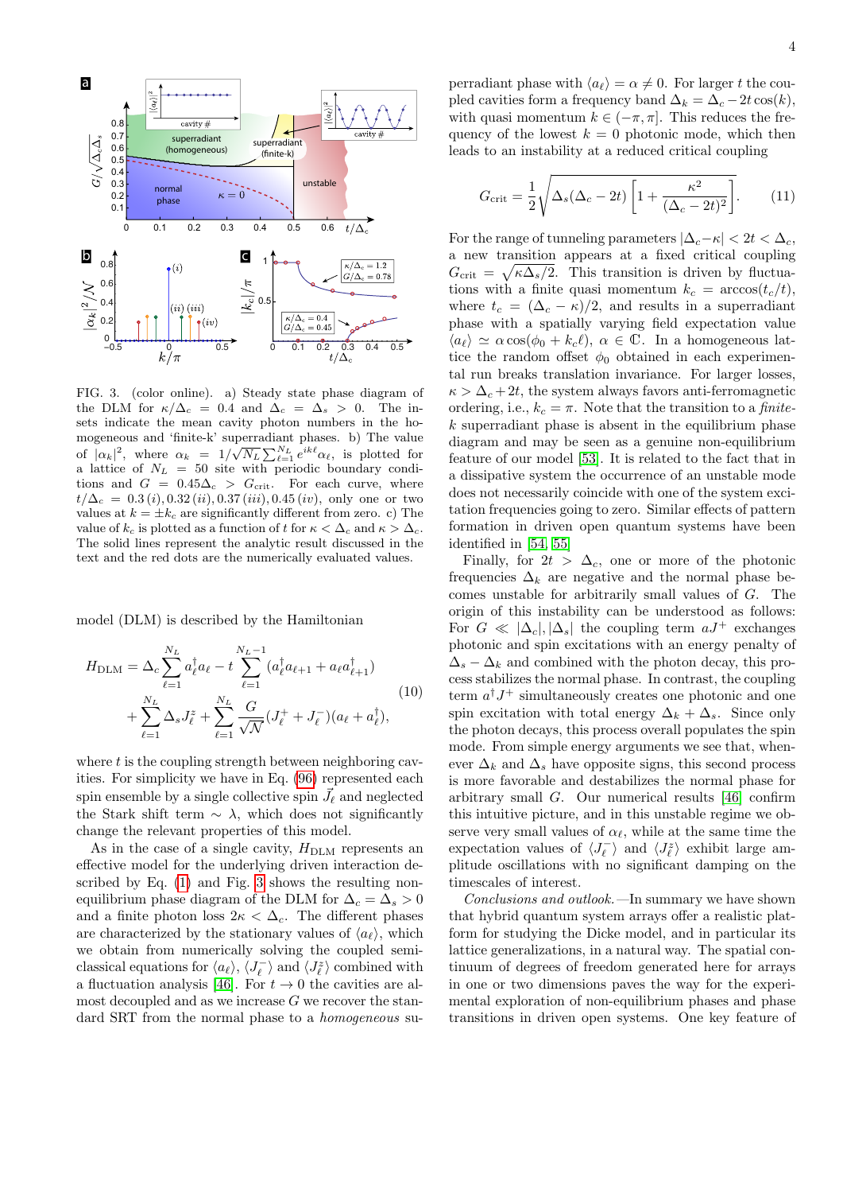FIG. 3. (color online). a) Steady state phase diagram of the DLM for $\kappa/\Delta_c = 0.4$ and $\Delta_c = \Delta_s > 0$. The insets indicate the mean cavity photon numbers in the homogeneous and 'finite-k' superradiant phases. b) The value of $|\alpha_k|^2$, where $\alpha_k = 1/\sqrt{N_L}\sum_{\ell=1}^{N_L} e^{ik\ell}\alpha_\ell$, is plotted for a lattice of $N_L = 50$ site with periodic boundary conditions and $G = 0.45\Delta_c > G_{\rm crit}$. For each curve, where $t/\Delta_c = 0.3\,(i), 0.32\,(ii), 0.37\,(iii), 0.45\,(iv)$, only one or two values at $k = \pm k_c$ are significantly different from zero. c) The value of $k_c$ is plotted as a function of $t$ for $\kappa < \Delta_c$ and $\kappa > \Delta_c$. The solid lines represent the analytic result discussed in the text and the red dots are the numerically evaluated values.

model (DLM) is described by the Hamiltonian

$$
\begin{aligned}
H_{\rm DLM} = \Delta_c \sum_{\ell=1}^{N_L} a_\ell^\dagger a_\ell - t \sum_{\ell=1}^{N_L-1} (a_\ell^\dagger a_{\ell+1} + a_\ell a_{\ell+1}^\dagger) \\
+ \sum_{\ell=1}^{N_L} \Delta_s J_\ell^z + \sum_{\ell=1}^{N_L} \frac{G}{\sqrt{N}} (J_\ell^+ + J_\ell^-)(a_\ell + a_\ell^\dagger),
\end{aligned}
\quad (10)
$$

where $t$ is the coupling strength between neighboring cavities. For simplicity we have in Eq. (96) represented each spin ensemble by a single collective spin $\vec{J}_\ell$ and neglected the Stark shift term $\sim \lambda$, which does not significantly change the relevant properties of this model.

As in the case of a single cavity, $H_{\rm DLM}$ represents an effective model for the underlying driven interaction described by Eq. (1) and Fig. 3 shows the resulting non-equilibrium phase diagram of the DLM for $\Delta_c = \Delta_s > 0$ and a finite photon loss $2\kappa < \Delta_c$. The different phases are characterized by the stationary values of $\langle a_\ell \rangle$, which we obtain from numerically solving the coupled semi-classical equations for $\langle a_\ell \rangle$, $\langle J_\ell^- \rangle$ and $\langle J_\ell^z \rangle$ combined with a fluctuation analysis [46]. For $t \to 0$ the cavities are almost decoupled and as we increase $G$ we recover the standard SRT from the normal phase to a *homogeneous* superradiant phase with $\langle a_\ell \rangle = \alpha \neq 0$. For larger $t$ the coupled cavities form a frequency band $\Delta_k = \Delta_c - 2t\cos(k)$, with quasi momentum $k \in (-\pi, \pi]$. This reduces the frequency of the lowest $k = 0$ photonic mode, which then leads to an instability at a reduced critical coupling

$$
G_{\rm crit} = \frac{1}{2}\sqrt{\Delta_s(\Delta_c - 2t)\left[1 + \frac{\kappa^2}{(\Delta_c - 2t)^2}\right]}. \quad (11)
$$

For the range of tunneling parameters $|\Delta_c - \kappa| < 2t < \Delta_c$, a new transition appears at a fixed critical coupling $G_{\rm crit} = \sqrt{\kappa \Delta_s/2}$. This transition is driven by fluctuations with a finite quasi momentum $k_c = \arccos(t_c/t)$, where $t_c = (\Delta_c - \kappa)/2$, and results in a superradiant phase with a spatially varying field expectation value $\langle a_\ell \rangle \simeq \alpha \cos(\phi_0 + k_c \ell)$, $\alpha \in \mathbb{C}$. In a homogeneous lattice the random offset $\phi_0$ obtained in each experimental run breaks translation invariance. For larger losses, $\kappa > \Delta_c + 2t$, the system always favors anti-ferromagnetic ordering, i.e., $k_c = \pi$. Note that the transition to a *finite-k* superradiant phase is absent in the equilibrium phase diagram and may be seen as a genuine non-equilibrium feature of our model [53]. It is related to the fact that in a dissipative system the occurrence of an unstable mode does not necessarily coincide with one of the system excitation frequencies going to zero. Similar effects of pattern formation in driven open quantum systems have been identified in [54, 55].

Finally, for $2t > \Delta_c$, one or more of the photonic frequencies $\Delta_k$ are negative and the normal phase becomes unstable for arbitrarily small values of $G$. The origin of this instability can be understood as follows: For $G \ll |\Delta_c|, |\Delta_s|$ the coupling term $aJ^+$ exchanges photonic and spin excitations with an energy penalty of $\Delta_s - \Delta_k$ and combined with the photon decay, this process stabilizes the normal phase. In contrast, the coupling term $a^\dagger J^+$ simultaneously creates one photonic and one spin excitation with total energy $\Delta_k + \Delta_s$. Since only the photon decays, this process overall populates the spin mode. From simple energy arguments we see that, whenever $\Delta_k$ and $\Delta_s$ have opposite signs, this second process is more favorable and destabilizes the normal phase for arbitrary small $G$. Our numerical results [46] confirm this intuitive picture, and in this unstable regime we observe very small values of $\alpha_\ell$, while at the same time the expectation values of $\langle J_\ell^- \rangle$ and $\langle J_\ell^z \rangle$ exhibit large amplitude oscillations with no significant damping on the timescales of interest.

*Conclusions and outlook.*—In summary we have shown that hybrid quantum system arrays offer a realistic platform for studying the Dicke model, and in particular its lattice generalizations, in a natural way. The spatial continuum of degrees of freedom generated here for arrays in one or two dimensions paves the way for the experimental exploration of non-equilibrium phases and phase transitions in driven open systems. One key feature of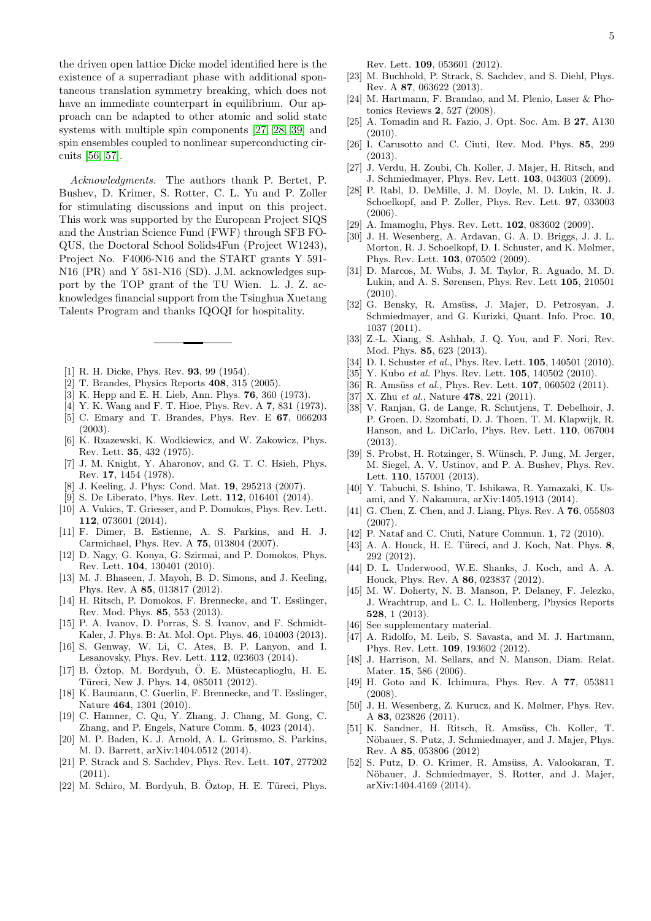the driven open lattice Dicke model identified here is the existence of a superradiant phase with additional spontaneous translation symmetry breaking, which does not have an immediate counterpart in equilibrium. Our approach can be adapted to other atomic and solid state systems with multiple spin components [27, 28, 39] and spin ensembles coupled to nonlinear superconducting circuits [56, 57].

*Acknowledgments.* The authors thank P. Bertet, P. Bushev, D. Krimer, S. Rotter, C. L. Yu and P. Zoller for stimulating discussions and input on this project. This work was supported by the European Project SIQS and the Austrian Science Fund (FWF) through SFB FOQUS, the Doctoral School Solids4Fun (Project W1243), Project No. F4006-N16 and the START grants Y 591-N16 (PR) and Y 581-N16 (SD). J.M. acknowledges support by the TOP grant of the TU Wien. L. J. Z. acknowledges financial support from the Tsinghua Xuetang Talents Program and thanks IQOQI for hospitality.

---

[1] R. H. Dicke, Phys. Rev. **93**, 99 (1954).
[2] T. Brandes, Physics Reports **408**, 315 (2005).
[3] K. Hepp and E. H. Lieb, Ann. Phys. **76**, 360 (1973).
[4] Y. K. Wang and F. T. Hioe, Phys. Rev. A **7**, 831 (1973).
[5] C. Emary and T. Brandes, Phys. Rev. E **67**, 066203 (2003).
[6] K. Rzazewski, K. Wodkiewicz, and W. Zakowicz, Phys. Rev. Lett. **35**, 432 (1975).
[7] J. M. Knight, Y. Aharonov, and G. T. C. Hsieh, Phys. Rev. **17**, 1454 (1978).
[8] J. Keeling, J. Phys: Cond. Mat. **19**, 295213 (2007).
[9] S. De Liberato, Phys. Rev. Lett. **112**, 016401 (2014).
[10] A. Vukics, T. Griesser, and P. Domokos, Phys. Rev. Lett. **112**, 073601 (2014).
[11] F. Dimer, B. Estienne, A. S. Parkins, and H. J. Carmichael, Phys. Rev. A **75**, 013804 (2007).
[12] D. Nagy, G. Konya, G. Szirmai, and P. Domokos, Phys. Rev. Lett. **104**, 130401 (2010).
[13] M. J. Bhaseen, J. Mayoh, B. D. Simons, and J. Keeling, Phys. Rev. A **85**, 013817 (2012).
[14] H. Ritsch, P. Domokos, F. Brennecke, and T. Esslinger, Rev. Mod. Phys. **85**, 553 (2013).
[15] P. A. Ivanov, D. Porras, S. S. Ivanov, and F. Schmidt-Kaler, J. Phys. B: At. Mol. Opt. Phys. **46**, 104003 (2013).
[16] S. Genway, W. Li, C. Ates, B. P. Lanyon, and I. Lesanovsky, Phys. Rev. Lett. **112**, 023603 (2014).
[17] B. Öztop, M. Bordyuh, Ö. E. Müstecaplioglu, H. E. Türeci, New J. Phys. **14**, 085011 (2012).
[18] K. Baumann, C. Guerlin, F. Brennecke, and T. Esslinger, Nature **464**, 1301 (2010).
[19] C. Hamner, C. Qu, Y. Zhang, J. Chang, M. Gong, C. Zhang, and P. Engels, Nature Comm. **5**, 4023 (2014).
[20] M. P. Baden, K. J. Arnold, A. L. Grimsmo, S. Parkins, M. D. Barrett, arXiv:1404.0512 (2014).
[21] P. Strack and S. Sachdev, Phys. Rev. Lett. **107**, 277202 (2011).
[22] M. Schiro, M. Bordyuh, B. Öztop, H. E. Türeci, Phys. Rev. Lett. **109**, 053601 (2012).
[23] M. Buchhold, P. Strack, S. Sachdev, and S. Diehl, Phys. Rev. A **87**, 063622 (2013).
[24] M. Hartmann, F. Brandao, and M. Plenio, Laser & Photonics Reviews **2**, 527 (2008).
[25] A. Tomadin and R. Fazio, J. Opt. Soc. Am. B **27**, A130 (2010).
[26] I. Carusotto and C. Ciuti, Rev. Mod. Phys. **85**, 299 (2013).
[27] J. Verdu, H. Zoubi, Ch. Koller, J. Majer, H. Ritsch, and J. Schmiedmayer, Phys. Rev. Lett. **103**, 043603 (2009).
[28] P. Rabl, D. DeMille, J. M. Doyle, M. D. Lukin, R. J. Schoelkopf, and P. Zoller, Phys. Rev. Lett. **97**, 033003 (2006).
[29] A. Imamoglu, Phys. Rev. Lett. **102**, 083602 (2009).
[30] J. H. Wesenberg, A. Ardavan, G. A. D. Briggs, J. J. L. Morton, R. J. Schoelkopf, D. I. Schuster, and K. Mølmer, Phys. Rev. Lett. **103**, 070502 (2009).
[31] D. Marcos, M. Wubs, J. M. Taylor, R. Aguado, M. D. Lukin, and A. S. Sørensen, Phys. Rev. Lett **105**, 210501 (2010).
[32] G. Bensky, R. Amsüss, J. Majer, D. Petrosyan, J. Schmiedmayer, and G. Kurizki, Quant. Info. Proc. **10**, 1037 (2011).
[33] Z.-L. Xiang, S. Ashhab, J. Q. You, and F. Nori, Rev. Mod. Phys. **85**, 623 (2013).
[34] D. I. Schuster *et al.*, Phys. Rev. Lett. **105**, 140501 (2010).
[35] Y. Kubo *et al.* Phys. Rev. Lett. **105**, 140502 (2010).
[36] R. Amsüss *et al.*, Phys. Rev. Lett. **107**, 060502 (2011).
[37] X. Zhu *et al.*, Nature **478**, 221 (2011).
[38] V. Ranjan, G. de Lange, R. Schutjens, T. Debelhoir, J. P. Groen, D. Szombati, D. J. Thoen, T. M. Klapwijk, R. Hanson, and L. DiCarlo, Phys. Rev. Lett. **110**, 067004 (2013).
[39] S. Probst, H. Rotzinger, S. Wünsch, P. Jung, M. Jerger, M. Siegel, A. V. Ustinov, and P. A. Bushev, Phys. Rev. Lett. **110**, 157001 (2013).
[40] Y. Tabuchi, S. Ishino, T. Ishikawa, R. Yamazaki, K. Usami, and Y. Nakamura, arXiv:1405.1913 (2014).
[41] G. Chen, Z. Chen, and J. Liang, Phys. Rev. A **76**, 055803 (2007).
[42] P. Nataf and C. Ciuti, Nature Commun. **1**, 72 (2010).
[43] A. A. Houck, H. E. Türeci, and J. Koch, Nat. Phys. **8**, 292 (2012).
[44] D. L. Underwood, W.E. Shanks, J. Koch, and A. A. Houck, Phys. Rev. A **86**, 023837 (2012).
[45] M. W. Doherty, N. B. Manson, P. Delaney, F. Jelezko, J. Wrachtrup, and L. C. L. Hollenberg, Physics Reports **528**, 1 (2013).
[46] See supplementary material.
[47] A. Ridolfo, M. Leib, S. Savasta, and M. J. Hartmann, Phys. Rev. Lett. **109**, 193602 (2012).
[48] J. Harrison, M. Sellars, and N. Manson, Diam. Relat. Mater. **15**, 586 (2006).
[49] H. Goto and K. Ichimura, Phys. Rev. A **77**, 053811 (2008).
[50] J. H. Wesenberg, Z. Kurucz, and K. Mølmer, Phys. Rev. A **83**, 023826 (2011).
[51] K. Sandner, H. Ritsch, R. Amsüss, Ch. Koller, T. Nöbauer, S. Putz, J. Schmiedmayer, and J. Majer, Phys. Rev. A **85**, 053806 (2012)
[52] S. Putz, D. O. Krimer, R. Amsüss, A. Valookaran, T. Nöbauer, J. Schmiedmayer, S. Rotter, and J. Majer, arXiv:1404.4169 (2014).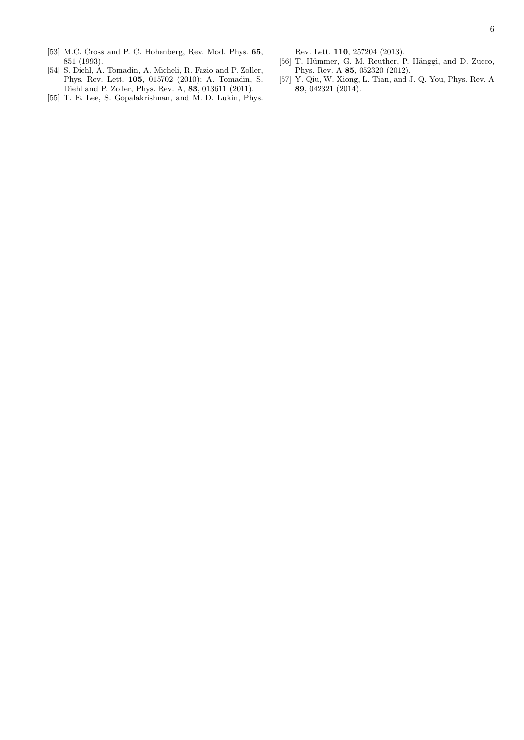[53] M.C. Cross and P. C. Hohenberg, Rev. Mod. Phys. **65**, 851 (1993).

[54] S. Diehl, A. Tomadin, A. Micheli, R. Fazio and P. Zoller, Phys. Rev. Lett. **105**, 015702 (2010); A. Tomadin, S. Diehl and P. Zoller, Phys. Rev. A, **83**, 013611 (2011).

[55] T. E. Lee, S. Gopalakrishnan, and M. D. Lukin, Phys. Rev. Lett. **110**, 257204 (2013).

[56] T. Hümmer, G. M. Reuther, P. Hänggi, and D. Zueco, Phys. Rev. A **85**, 052320 (2012).

[57] Y. Qiu, W. Xiong, L. Tian, and J. Q. You, Phys. Rev. A **89**, 042321 (2014).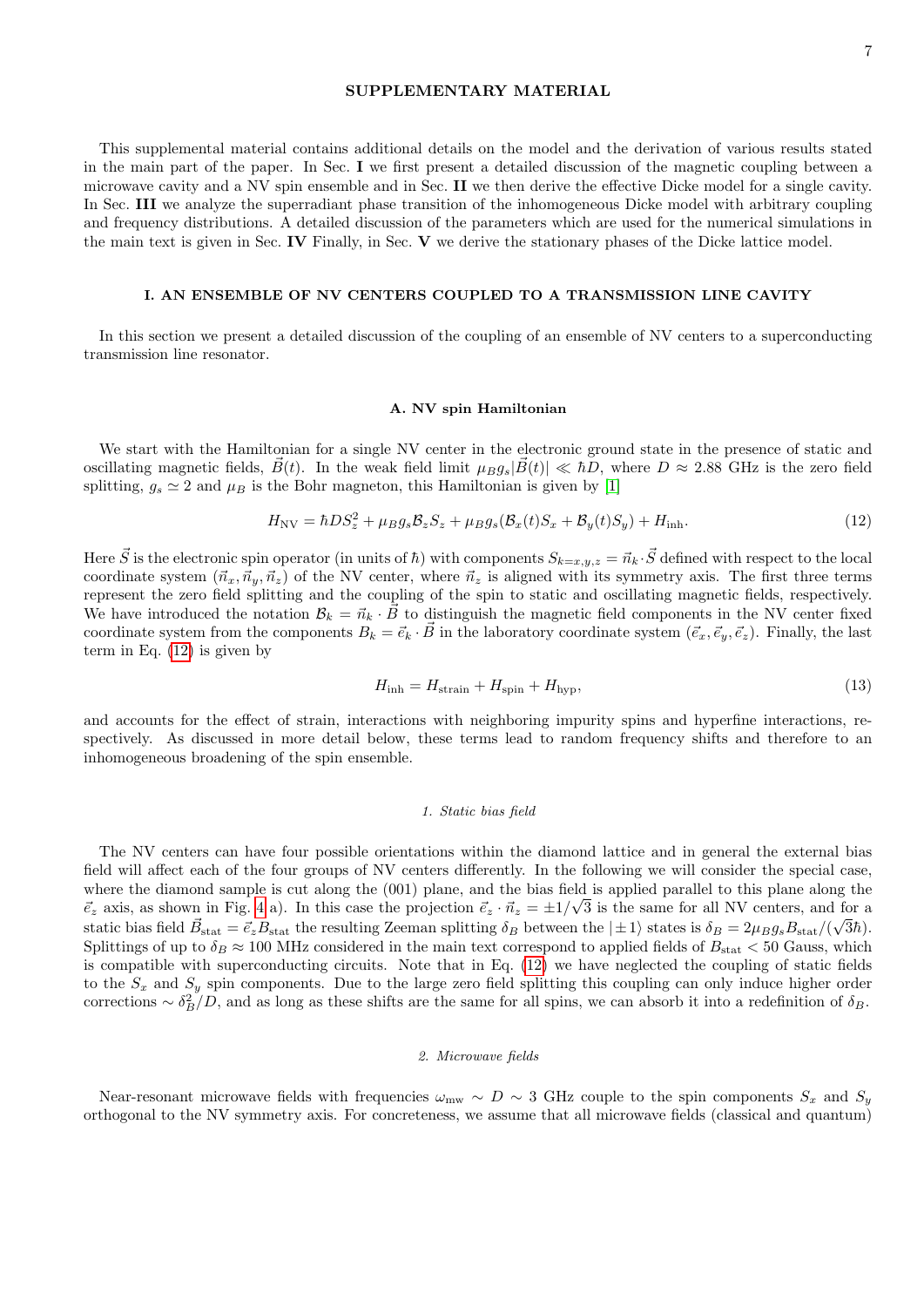## SUPPLEMENTARY MATERIAL

This supplemental material contains additional details on the model and the derivation of various results stated in the main part of the paper. In Sec. **I** we first present a detailed discussion of the magnetic coupling between a microwave cavity and a NV spin ensemble and in Sec. **II** we then derive the effective Dicke model for a single cavity. In Sec. **III** we analyze the superradiant phase transition of the inhomogeneous Dicke model with arbitrary coupling and frequency distributions. A detailed discussion of the parameters which are used for the numerical simulations in the main text is given in Sec. **IV** Finally, in Sec. **V** we derive the stationary phases of the Dicke lattice model.

## I. AN ENSEMBLE OF NV CENTERS COUPLED TO A TRANSMISSION LINE CAVITY

In this section we present a detailed discussion of the coupling of an ensemble of NV centers to a superconducting transmission line resonator.

### A. NV spin Hamiltonian

We start with the Hamiltonian for a single NV center in the electronic ground state in the presence of static and oscillating magnetic fields, $\vec{B}(t)$. In the weak field limit $\mu_B g_s |\vec{B}(t)| \ll \hbar D$, where $D \approx 2.88$ GHz is the zero field splitting, $g_s \simeq 2$ and $\mu_B$ is the Bohr magneton, this Hamiltonian is given by [1]

$$H_{\rm NV} = \hbar D S_z^2 + \mu_B g_s \mathcal{B}_z S_z + \mu_B g_s (\mathcal{B}_x(t) S_x + \mathcal{B}_y(t) S_y) + H_{\rm inh}. \tag{12}$$

Here $\vec{S}$ is the electronic spin operator (in units of $\hbar$) with components $S_{k=x,y,z} = \vec{n}_k \cdot \vec{S}$ defined with respect to the local coordinate system $(\vec{n}_x, \vec{n}_y, \vec{n}_z)$ of the NV center, where $\vec{n}_z$ is aligned with its symmetry axis. The first three terms represent the zero field splitting and the coupling of the spin to static and oscillating magnetic fields, respectively. We have introduced the notation $\mathcal{B}_k = \vec{n}_k \cdot \vec{B}$ to distinguish the magnetic field components in the NV center fixed coordinate system from the components $B_k = \vec{e}_k \cdot \vec{B}$ in the laboratory coordinate system $(\vec{e}_x, \vec{e}_y, \vec{e}_z)$. Finally, the last term in Eq. (12) is given by

$$H_{\rm inh} = H_{\rm strain} + H_{\rm spin} + H_{\rm hyp}, \tag{13}$$

and accounts for the effect of strain, interactions with neighboring impurity spins and hyperfine interactions, respectively. As discussed in more detail below, these terms lead to random frequency shifts and therefore to an inhomogeneous broadening of the spin ensemble.

#### *1. Static bias field*

The NV centers can have four possible orientations within the diamond lattice and in general the external bias field will affect each of the four groups of NV centers differently. In the following we will consider the special case, where the diamond sample is cut along the (001) plane, and the bias field is applied parallel to this plane along the $\vec{e}_z$ axis, as shown in Fig. 4 a). In this case the projection $\vec{e}_z \cdot \vec{n}_z = \pm 1/\sqrt{3}$ is the same for all NV centers, and for a static bias field $\vec{B}_{\rm stat} = \vec{e}_z B_{\rm stat}$ the resulting Zeeman splitting $\delta_B$ between the $|\pm 1\rangle$ states is $\delta_B = 2\mu_B g_s B_{\rm stat}/(\sqrt{3}\hbar)$. Splittings of up to $\delta_B \approx 100$ MHz considered in the main text correspond to applied fields of $B_{\rm stat} < 50$ Gauss, which is compatible with superconducting circuits. Note that in Eq. (12) we have neglected the coupling of static fields to the $S_x$ and $S_y$ spin components. Due to the large zero field splitting this coupling can only induce higher order corrections $\sim \delta_B^2/D$, and as long as these shifts are the same for all spins, we can absorb it into a redefinition of $\delta_B$.

#### *2. Microwave fields*

Near-resonant microwave fields with frequencies $\omega_{\rm mw} \sim D \sim 3$ GHz couple to the spin components $S_x$ and $S_y$ orthogonal to the NV symmetry axis. For concreteness, we assume that all microwave fields (classical and quantum)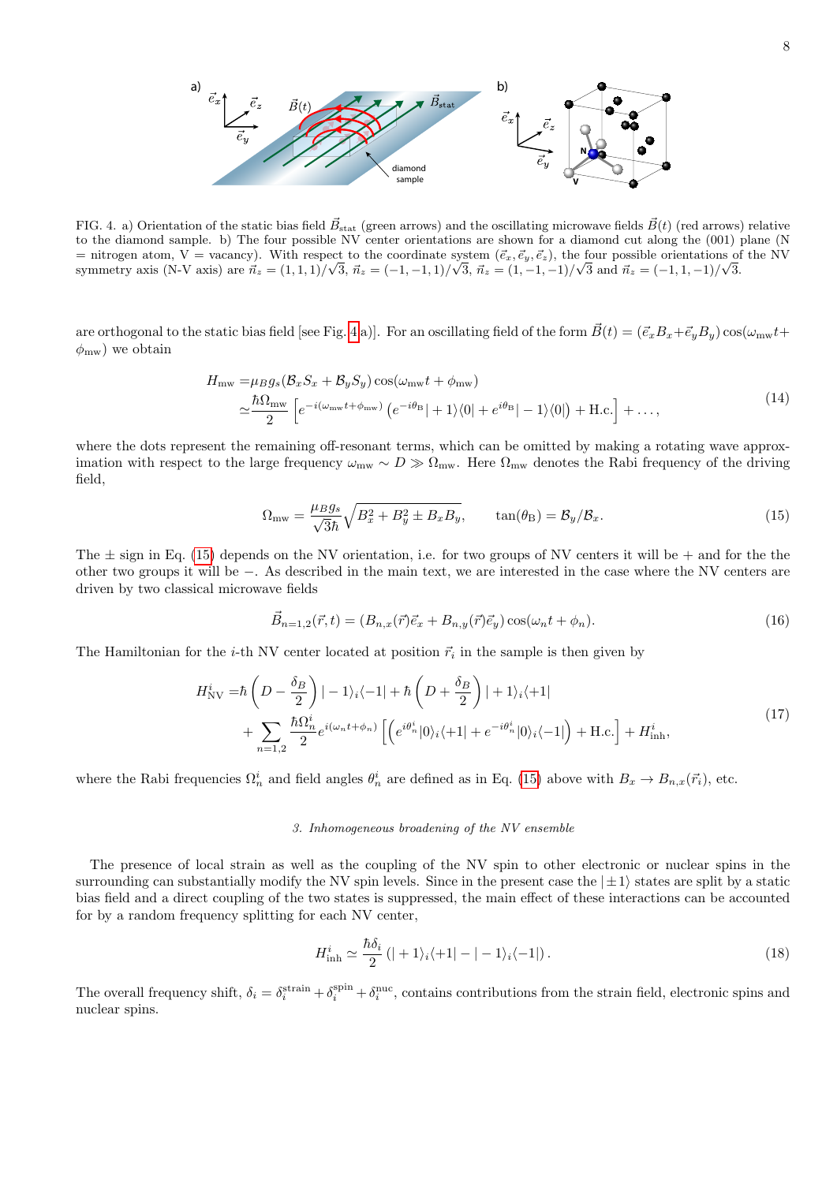FIG. 4. a) Orientation of the static bias field $\vec{B}_{\rm stat}$ (green arrows) and the oscillating microwave fields $\vec{B}(t)$ (red arrows) relative to the diamond sample. b) The four possible NV center orientations are shown for a diamond cut along the (001) plane (N = nitrogen atom, V = vacancy). With respect to the coordinate system $(\vec{e}_x, \vec{e}_y, \vec{e}_z)$, the four possible orientations of the NV symmetry axis (N-V axis) are $\vec{n}_z = (1,1,1)/\sqrt{3}$, $\vec{n}_z = (-1,-1,1)/\sqrt{3}$, $\vec{n}_z = (1,-1,-1)/\sqrt{3}$ and $\vec{n}_z = (-1,1,-1)/\sqrt{3}$.

are orthogonal to the static bias field [see Fig. 4 a)]. For an oscillating field of the form $\vec{B}(t) = (\vec{e}_x B_x + \vec{e}_y B_y)\cos(\omega_{\rm mw} t + \phi_{\rm mw})$ we obtain

$$
\begin{aligned}
H_{\rm mw} =& \mu_B g_s (\mathcal{B}_x S_x + \mathcal{B}_y S_y)\cos(\omega_{\rm mw} t + \phi_{\rm mw}) \\
\simeq& \frac{\hbar\Omega_{\rm mw}}{2}\left[e^{-i(\omega_{\rm mw} t + \phi_{\rm mw})}\left(e^{-i\theta_{\rm B}}|+1\rangle\langle 0| + e^{i\theta_{\rm B}}|-1\rangle\langle 0|\right) + {\rm H.c.}\right] + \dots,
\end{aligned}
\tag{14}
$$

where the dots represent the remaining off-resonant terms, which can be omitted by making a rotating wave approximation with respect to the large frequency $\omega_{\rm mw} \sim D \gg \Omega_{\rm mw}$. Here $\Omega_{\rm mw}$ denotes the Rabi frequency of the driving field,

$$
\Omega_{\rm mw} = \frac{\mu_B g_s}{\sqrt{3}\hbar}\sqrt{B_x^2 + B_y^2 \pm B_x B_y}, \qquad \tan(\theta_{\rm B}) = \mathcal{B}_y/\mathcal{B}_x. \tag{15}
$$

The $\pm$ sign in Eq. (15) depends on the NV orientation, i.e. for two groups of NV centers it will be $+$ and for the the other two groups it will be $-$. As described in the main text, we are interested in the case where the NV centers are driven by two classical microwave fields

$$
\vec{B}_{n=1,2}(\vec{r}, t) = (B_{n,x}(\vec{r})\vec{e}_x + B_{n,y}(\vec{r})\vec{e}_y)\cos(\omega_n t + \phi_n). \tag{16}
$$

The Hamiltonian for the $i$-th NV center located at position $\vec{r}_i$ in the sample is then given by

$$
\begin{aligned}
H_{\rm NV}^i =& \hbar\left(D - \frac{\delta_B}{2}\right)|-1\rangle_i\langle -1| + \hbar\left(D + \frac{\delta_B}{2}\right)|+1\rangle_i\langle +1| \\
&+ \sum_{n=1,2}\frac{\hbar\Omega_n^i}{2}e^{i(\omega_n t + \phi_n)}\left[\left(e^{i\theta_n^i}|0\rangle_i\langle +1| + e^{-i\theta_n^i}|0\rangle_i\langle -1|\right) + {\rm H.c.}\right] + H_{\rm inh}^i,
\end{aligned}
\tag{17}
$$

where the Rabi frequencies $\Omega_n^i$ and field angles $\theta_n^i$ are defined as in Eq. (15) above with $B_x \to B_{n,x}(\vec{r}_i)$, etc.

### *3. Inhomogeneous broadening of the NV ensemble*

The presence of local strain as well as the coupling of the NV spin to other electronic or nuclear spins in the surrounding can substantially modify the NV spin levels. Since in the present case the $|\pm 1\rangle$ states are split by a static bias field and a direct coupling of the two states is suppressed, the main effect of these interactions can be accounted for by a random frequency splitting for each NV center,

$$
H_{\rm inh}^i \simeq \frac{\hbar\delta_i}{2}\left(|+1\rangle_i\langle +1| - |-1\rangle_i\langle -1|\right). \tag{18}
$$

The overall frequency shift, $\delta_i = \delta_i^{\rm strain} + \delta_i^{\rm spin} + \delta_i^{\rm nuc}$, contains contributions from the strain field, electronic spins and nuclear spins.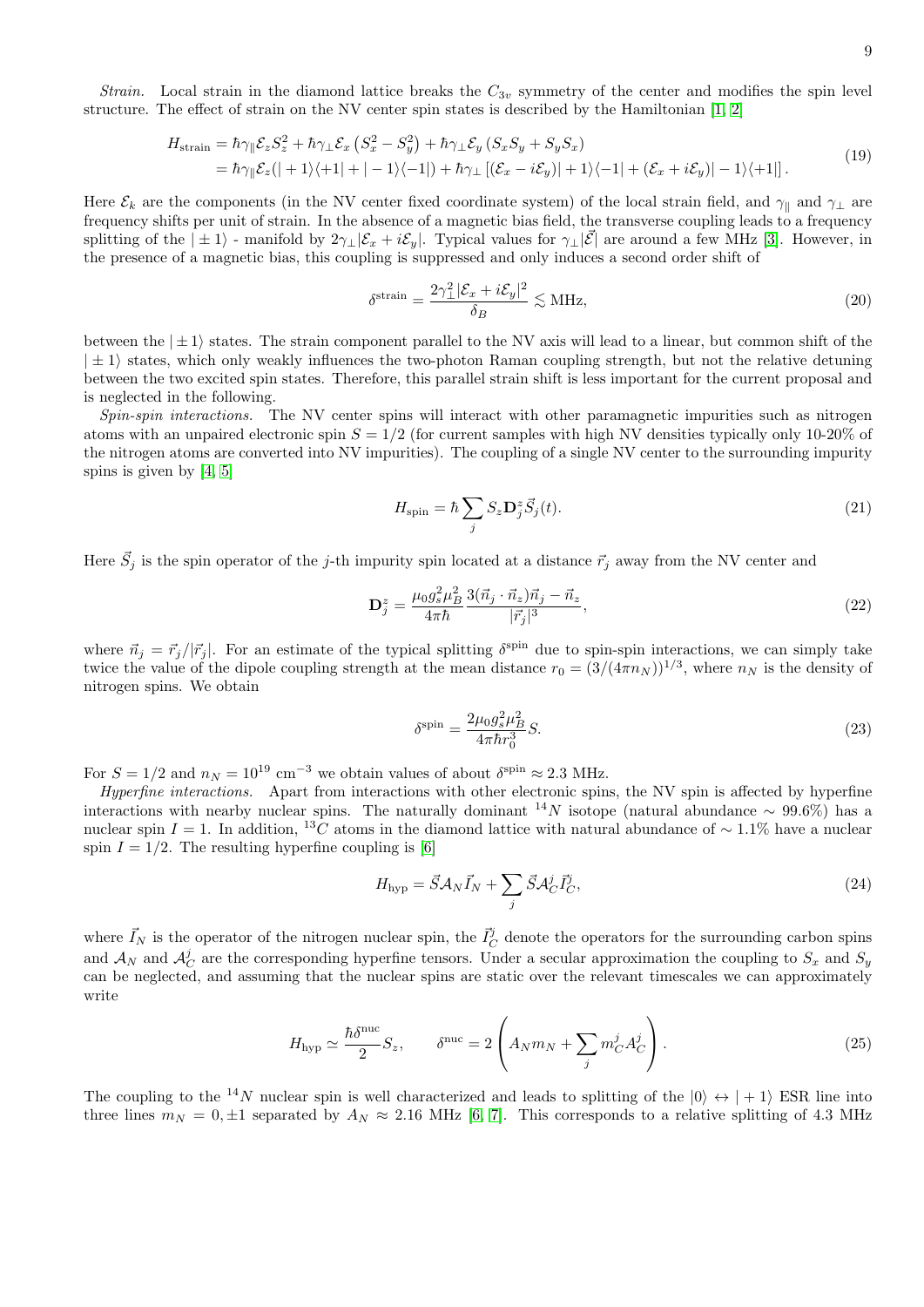*Strain.* Local strain in the diamond lattice breaks the $C_{3v}$ symmetry of the center and modifies the spin level structure. The effect of strain on the NV center spin states is described by the Hamiltonian [1, 2]

$$
\begin{aligned}
H_{\rm strain} &= \hbar\gamma_{\parallel}\mathcal{E}_z S_z^2 + \hbar\gamma_{\perp}\mathcal{E}_x\left(S_x^2 - S_y^2\right) + \hbar\gamma_{\perp}\mathcal{E}_y\left(S_x S_y + S_y S_x\right) \\
&= \hbar\gamma_{\parallel}\mathcal{E}_z(|+1\rangle\langle+1| + |-1\rangle\langle-1|) + \hbar\gamma_{\perp}\left[(\mathcal{E}_x - i\mathcal{E}_y)|+1\rangle\langle-1| + (\mathcal{E}_x + i\mathcal{E}_y)|-1\rangle\langle+1|\right].
\end{aligned}
\tag{19}
$$

Here $\mathcal{E}_k$ are the components (in the NV center fixed coordinate system) of the local strain field, and $\gamma_{\parallel}$ and $\gamma_{\perp}$ are frequency shifts per unit of strain. In the absence of a magnetic bias field, the transverse coupling leads to a frequency splitting of the $|\pm1\rangle$ - manifold by $2\gamma_{\perp}|\mathcal{E}_x + i\mathcal{E}_y|$. Typical values for $\gamma_{\perp}|\vec{\mathcal{E}}|$ are around a few MHz [3]. However, in the presence of a magnetic bias, this coupling is suppressed and only induces a second order shift of

$$
\delta^{\rm strain} = \frac{2\gamma_{\perp}^2|\mathcal{E}_x + i\mathcal{E}_y|^2}{\delta_B} \lesssim {\rm MHz},
\tag{20}
$$

between the $|\pm1\rangle$ states. The strain component parallel to the NV axis will lead to a linear, but common shift of the $|\pm1\rangle$ states, which only weakly influences the two-photon Raman coupling strength, but not the relative detuning between the two excited spin states. Therefore, this parallel strain shift is less important for the current proposal and is neglected in the following.

*Spin-spin interactions.* The NV center spins will interact with other paramagnetic impurities such as nitrogen atoms with an unpaired electronic spin $S = 1/2$ (for current samples with high NV densities typically only 10-20% of the nitrogen atoms are converted into NV impurities). The coupling of a single NV center to the surrounding impurity spins is given by [4, 5]

$$
H_{\rm spin} = \hbar\sum_j S_z \mathbf{D}_j^z \vec{S}_j(t).
\tag{21}
$$

Here $\vec{S}_j$ is the spin operator of the $j$-th impurity spin located at a distance $\vec{r}_j$ away from the NV center and

$$
\mathbf{D}_j^z = \frac{\mu_0 g_s^2\mu_B^2}{4\pi\hbar}\frac{3(\vec{n}_j\cdot\vec{n}_z)\vec{n}_j - \vec{n}_z}{|\vec{r}_j|^3},
\tag{22}
$$

where $\vec{n}_j = \vec{r}_j/|\vec{r}_j|$. For an estimate of the typical splitting $\delta^{\rm spin}$ due to spin-spin interactions, we can simply take twice the value of the dipole coupling strength at the mean distance $r_0 = (3/(4\pi n_N))^{1/3}$, where $n_N$ is the density of nitrogen spins. We obtain

$$
\delta^{\rm spin} = \frac{2\mu_0 g_s^2\mu_B^2}{4\pi\hbar r_0^3}S.
\tag{23}
$$

For $S = 1/2$ and $n_N = 10^{19}$ cm$^{-3}$ we obtain values of about $\delta^{\rm spin} \approx 2.3$ MHz.

*Hyperfine interactions.* Apart from interactions with other electronic spins, the NV spin is affected by hyperfine interactions with nearby nuclear spins. The naturally dominant $^{14}N$ isotope (natural abundance $\sim 99.6\%$) has a nuclear spin $I = 1$. In addition, $^{13}C$ atoms in the diamond lattice with natural abundance of $\sim 1.1\%$ have a nuclear spin $I = 1/2$. The resulting hyperfine coupling is [6]

$$
H_{\rm hyp} = \vec{S}\mathcal{A}_N\vec{I}_N + \sum_j \vec{S}\mathcal{A}_C^j\vec{I}_C^j,
\tag{24}
$$

where $\vec{I}_N$ is the operator of the nitrogen nuclear spin, the $\vec{I}_C^j$ denote the operators for the surrounding carbon spins and $\mathcal{A}_N$ and $\mathcal{A}_C^j$ are the corresponding hyperfine tensors. Under a secular approximation the coupling to $S_x$ and $S_y$ can be neglected, and assuming that the nuclear spins are static over the relevant timescales we can approximately write

$$
H_{\rm hyp} \simeq \frac{\hbar\delta^{\rm nuc}}{2}S_z, \qquad \delta^{\rm nuc} = 2\left(A_N m_N + \sum_j m_C^j A_C^j\right).
\tag{25}
$$

The coupling to the $^{14}N$ nuclear spin is well characterized and leads to splitting of the $|0\rangle \leftrightarrow |+1\rangle$ ESR line into three lines $m_N = 0, \pm1$ separated by $A_N \approx 2.16$ MHz [6, 7]. This corresponds to a relative splitting of 4.3 MHz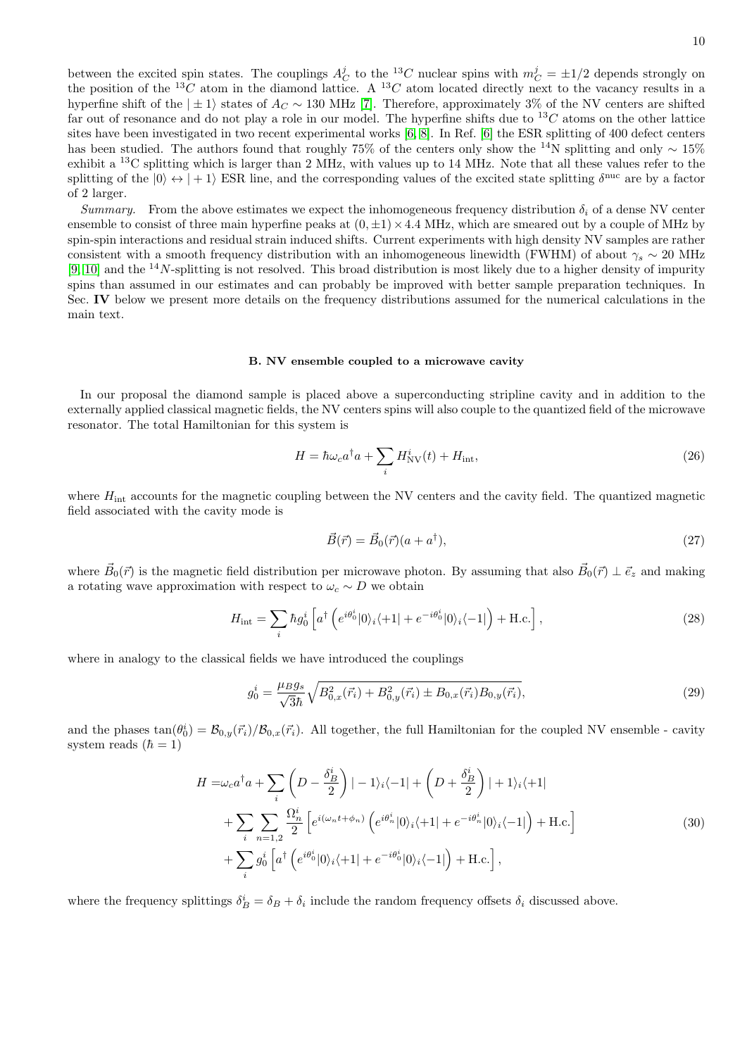between the excited spin states. The couplings $A_C^j$ to the $^{13}C$ nuclear spins with $m_C^j = \pm 1/2$ depends strongly on the position of the $^{13}C$ atom in the diamond lattice. A $^{13}C$ atom located directly next to the vacancy results in a hyperfine shift of the $|\pm 1\rangle$ states of $A_C \sim 130$ MHz [7]. Therefore, approximately 3% of the NV centers are shifted far out of resonance and do not play a role in our model. The hyperfine shifts due to $^{13}C$ atoms on the other lattice sites have been investigated in two recent experimental works [6, 8]. In Ref. [6] the ESR splitting of 400 defect centers has been studied. The authors found that roughly 75% of the centers only show the $^{14}$N splitting and only $\sim 15\%$ exhibit a $^{13}$C splitting which is larger than 2 MHz, with values up to 14 MHz. Note that all these values refer to the splitting of the $|0\rangle \leftrightarrow |+1\rangle$ ESR line, and the corresponding values of the excited state splitting $\delta^{\rm nuc}$ are by a factor of 2 larger.

*Summary.* From the above estimates we expect the inhomogeneous frequency distribution $\delta_i$ of a dense NV center ensemble to consist of three main hyperfine peaks at $(0, \pm 1) \times 4.4$ MHz, which are smeared out by a couple of MHz by spin-spin interactions and residual strain induced shifts. Current experiments with high density NV samples are rather consistent with a smooth frequency distribution with an inhomogeneous linewidth (FWHM) of about $\gamma_s \sim 20$ MHz [9, 10] and the $^{14}N$-splitting is not resolved. This broad distribution is most likely due to a higher density of impurity spins than assumed in our estimates and can probably be improved with better sample preparation techniques. In Sec. **IV** below we present more details on the frequency distributions assumed for the numerical calculations in the main text.

### B. NV ensemble coupled to a microwave cavity

In our proposal the diamond sample is placed above a superconducting stripline cavity and in addition to the externally applied classical magnetic fields, the NV centers spins will also couple to the quantized field of the microwave resonator. The total Hamiltonian for this system is

$$H = \hbar\omega_c a^\dagger a + \sum_i H^i_{\rm NV}(t) + H_{\rm int}, \tag{26}$$

where $H_{\rm int}$ accounts for the magnetic coupling between the NV centers and the cavity field. The quantized magnetic field associated with the cavity mode is

$$\vec{B}(\vec{r}) = \vec{B}_0(\vec{r})(a + a^\dagger), \tag{27}$$

where $\vec{B}_0(\vec{r})$ is the magnetic field distribution per microwave photon. By assuming that also $\vec{B}_0(\vec{r}) \perp \vec{e}_z$ and making a rotating wave approximation with respect to $\omega_c \sim D$ we obtain

$$H_{\rm int} = \sum_i \hbar g_0^i \left[ a^\dagger \left( e^{i\theta_0^i} |0\rangle_i\langle +1| + e^{-i\theta_0^i} |0\rangle_i\langle -1| \right) + \text{H.c.} \right], \tag{28}$$

where in analogy to the classical fields we have introduced the couplings

$$g_0^i = \frac{\mu_B g_s}{\sqrt{3}\hbar} \sqrt{B^2_{0,x}(\vec{r}_i) + B^2_{0,y}(\vec{r}_i) \pm B_{0,x}(\vec{r}_i) B_{0,y}(\vec{r}_i)}, \tag{29}$$

and the phases $\tan(\theta_0^i) = \mathcal{B}_{0,y}(\vec{r}_i)/\mathcal{B}_{0,x}(\vec{r}_i)$. All together, the full Hamiltonian for the coupled NV ensemble - cavity system reads ($\hbar = 1$)

$$\begin{aligned}
H = &\omega_c a^\dagger a + \sum_i \left( D - \frac{\delta_B^i}{2} \right) |-1\rangle_i\langle -1| + \left( D + \frac{\delta_B^i}{2} \right) |+1\rangle_i\langle +1| \\
&+ \sum_i \sum_{n=1,2} \frac{\Omega_n^i}{2} \left[ e^{i(\omega_n t + \phi_n)} \left( e^{i\theta_n^i} |0\rangle_i\langle +1| + e^{-i\theta_n^i} |0\rangle_i\langle -1| \right) + \text{H.c.} \right] \\
&+ \sum_i g_0^i \left[ a^\dagger \left( e^{i\theta_0^i} |0\rangle_i\langle +1| + e^{-i\theta_0^i} |0\rangle_i\langle -1| \right) + \text{H.c.} \right],
\end{aligned} \tag{30}$$

where the frequency splittings $\delta_B^i = \delta_B + \delta_i$ include the random frequency offsets $\delta_i$ discussed above.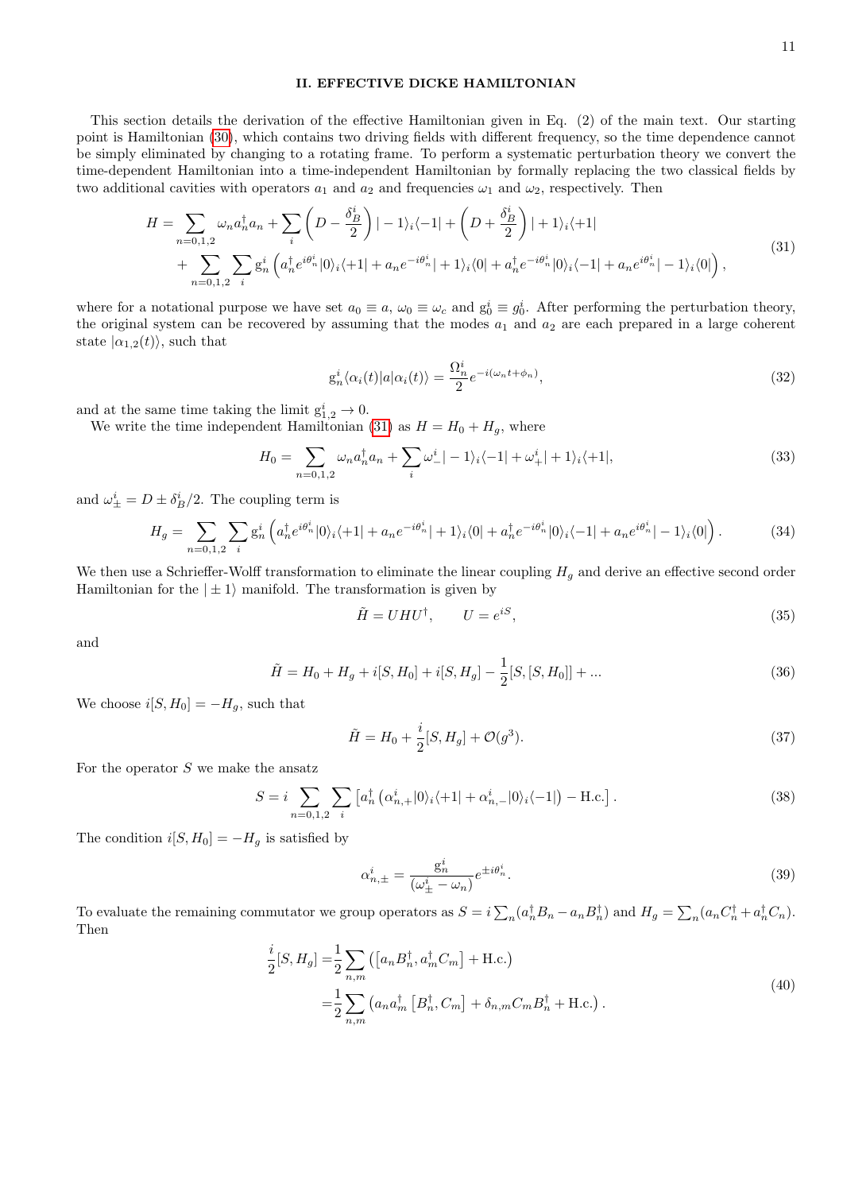## II. EFFECTIVE DICKE HAMILTONIAN

This section details the derivation of the effective Hamiltonian given in Eq. (2) of the main text. Our starting point is Hamiltonian (30), which contains two driving fields with different frequency, so the time dependence cannot be simply eliminated by changing to a rotating frame. To perform a systematic perturbation theory we convert the time-dependent Hamiltonian into a time-independent Hamiltonian by formally replacing the two classical fields by two additional cavities with operators $a_1$ and $a_2$ and frequencies $\omega_1$ and $\omega_2$, respectively. Then

$$
\begin{aligned}
H = &\sum_{n=0,1,2} \omega_n a_n^\dagger a_n + \sum_i \left(D - \frac{\delta_B^i}{2}\right)|-1\rangle_i\langle -1| + \left(D + \frac{\delta_B^i}{2}\right)|+1\rangle_i\langle +1| \\
&+ \sum_{n=0,1,2}\sum_i \mathrm{g}_n^i \left(a_n^\dagger e^{i\theta_n^i}|0\rangle_i\langle +1| + a_n e^{-i\theta_n^i}|+1\rangle_i\langle 0| + a_n^\dagger e^{-i\theta_n^i}|0\rangle_i\langle -1| + a_n e^{i\theta_n^i}|-1\rangle_i\langle 0|\right),
\end{aligned}
\tag{31}
$$

where for a notational purpose we have set $a_0 \equiv a$, $\omega_0 \equiv \omega_c$ and $\mathrm{g}_0^i \equiv g_0^i$. After performing the perturbation theory, the original system can be recovered by assuming that the modes $a_1$ and $a_2$ are each prepared in a large coherent state $|\alpha_{1,2}(t)\rangle$, such that

$$
\mathrm{g}_n^i \langle \alpha_i(t)|a|\alpha_i(t)\rangle = \frac{\Omega_n^i}{2} e^{-i(\omega_n t + \phi_n)},
\tag{32}
$$

and at the same time taking the limit $\mathrm{g}_{1,2}^i \to 0$.

We write the time independent Hamiltonian (31) as $H = H_0 + H_g$, where

$$
H_0 = \sum_{n=0,1,2} \omega_n a_n^\dagger a_n + \sum_i \omega_-^i |-1\rangle_i\langle -1| + \omega_+^i |+1\rangle_i\langle +1|,
\tag{33}
$$

and $\omega_\pm^i = D \pm \delta_B^i/2$. The coupling term is

$$
H_g = \sum_{n=0,1,2}\sum_i \mathrm{g}_n^i \left(a_n^\dagger e^{i\theta_n^i}|0\rangle_i\langle +1| + a_n e^{-i\theta_n^i}|+1\rangle_i\langle 0| + a_n^\dagger e^{-i\theta_n^i}|0\rangle_i\langle -1| + a_n e^{i\theta_n^i}|-1\rangle_i\langle 0|\right).
\tag{34}
$$

We then use a Schrieffer-Wolff transformation to eliminate the linear coupling $H_g$ and derive an effective second order Hamiltonian for the $|\pm 1\rangle$ manifold. The transformation is given by

$$
\tilde{H} = U H U^\dagger, \qquad U = e^{iS},
\tag{35}
$$

and

$$
\tilde{H} = H_0 + H_g + i[S, H_0] + i[S, H_g] - \frac{1}{2}[S,[S,H_0]] + ...
\tag{36}
$$

We choose $i[S, H_0] = -H_g$, such that

$$
\tilde{H} = H_0 + \frac{i}{2}[S, H_g] + \mathcal{O}(g^3).
\tag{37}
$$

For the operator $S$ we make the ansatz

$$
S = i \sum_{n=0,1,2}\sum_i \left[a_n^\dagger \left(\alpha_{n,+}^i |0\rangle_i\langle +1| + \alpha_{n,-}^i |0\rangle_i\langle -1|\right) - \text{H.c.}\right].
\tag{38}
$$

The condition $i[S, H_0] = -H_g$ is satisfied by

$$
\alpha_{n,\pm}^i = \frac{\mathrm{g}_n^i}{(\omega_\pm^i - \omega_n)} e^{\pm i\theta_n^i}.
\tag{39}
$$

To evaluate the remaining commutator we group operators as $S = i\sum_n (a_n^\dagger B_n - a_n B_n^\dagger)$ and $H_g = \sum_n (a_n C_n^\dagger + a_n^\dagger C_n)$. Then

$$
\begin{aligned}
\frac{i}{2}[S, H_g] =& \frac{1}{2}\sum_{n,m} \left(\left[a_n B_n^\dagger, a_m^\dagger C_m\right] + \text{H.c.}\right) \\
=& \frac{1}{2}\sum_{n,m} \left(a_n a_m^\dagger \left[B_n^\dagger, C_m\right] + \delta_{n,m} C_m B_n^\dagger + \text{H.c.}\right).
\end{aligned}
\tag{40}
$$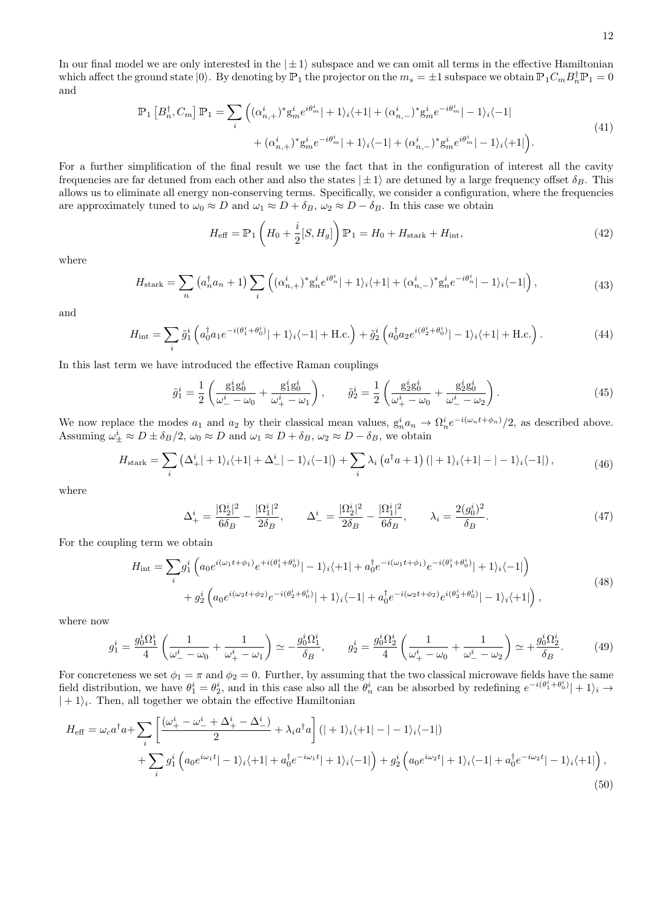In our final model we are only interested in the $|\pm 1\rangle$ subspace and we can omit all terms in the effective Hamiltonian which affect the ground state $|0\rangle$. By denoting by $\mathbb{P}_1$ the projector on the $m_s = \pm 1$ subspace we obtain $\mathbb{P}_1 C_m B_n^\dagger \mathbb{P}_1 = 0$ and

$$\mathbb{P}_1 \left[B_n^\dagger, C_m\right] \mathbb{P}_1 = \sum_i \Big( (\alpha_{n,+}^i)^* \mathrm{g}_m^i e^{i\theta_m^i} |+1\rangle_i\langle +1| + (\alpha_{n,-}^i)^* \mathrm{g}_m^i e^{-i\theta_m^i} |-1\rangle_i\langle -1| \\ + (\alpha_{n,+}^i)^* \mathrm{g}_m^i e^{-i\theta_m^i} |+1\rangle_i\langle -1| + (\alpha_{n,-}^i)^* \mathrm{g}_m^i e^{i\theta_m^i} |-1\rangle_i\langle +1| \Big). \tag{41}$$

For a further simplification of the final result we use the fact that in the configuration of interest all the cavity frequencies are far detuned from each other and also the states $|\pm 1\rangle$ are detuned by a large frequency offset $\delta_B$. This allows us to eliminate all energy non-conserving terms. Specifically, we consider a configuration, where the frequencies are approximately tuned to $\omega_0 \approx D$ and $\omega_1 \approx D + \delta_B$, $\omega_2 \approx D - \delta_B$. In this case we obtain

$$H_{\rm eff} = \mathbb{P}_1 \left( H_0 + \frac{i}{2}[S, H_g] \right) \mathbb{P}_1 = H_0 + H_{\rm stark} + H_{\rm int}, \tag{42}$$

where

$$H_{\rm stark} = \sum_n \left( a_n^\dagger a_n + 1 \right) \sum_i \left( (\alpha_{n,+}^i)^* \mathrm{g}_n^i e^{i\theta_n^i} |+1\rangle_i\langle +1| + (\alpha_{n,-}^i)^* \mathrm{g}_n^i e^{-i\theta_n^i} |-1\rangle_i\langle -1| \right), \tag{43}$$

and

$$H_{\rm int} = \sum_i \tilde{g}_1^i \left( a_0^\dagger a_1 e^{-i(\theta_1^i + \theta_0^i)} |+1\rangle_i\langle -1| + \text{H.c.} \right) + \tilde{g}_2^i \left( a_0^\dagger a_2 e^{i(\theta_2^i + \theta_0^i)} |-1\rangle_i\langle +1| + \text{H.c.} \right). \tag{44}$$

In this last term we have introduced the effective Raman couplings

$$\tilde{g}_1^i = \frac{1}{2} \left( \frac{\mathrm{g}_1^i \mathrm{g}_0^i}{\omega_-^i - \omega_0} + \frac{\mathrm{g}_1^i \mathrm{g}_0^i}{\omega_+^i - \omega_1} \right), \qquad \tilde{g}_2^i = \frac{1}{2} \left( \frac{\mathrm{g}_2^i \mathrm{g}_0^i}{\omega_+^i - \omega_0} + \frac{\mathrm{g}_2^i \mathrm{g}_0^i}{\omega_-^i - \omega_2} \right). \tag{45}$$

We now replace the modes $a_1$ and $a_2$ by their classical mean values, $\mathrm{g}_n^i a_n \to \Omega_n^i e^{-i(\omega_n t + \phi_n)}/2$, as described above. Assuming $\omega_\pm^i \approx D \pm \delta_B/2$, $\omega_0 \approx D$ and $\omega_1 \approx D + \delta_B$, $\omega_2 \approx D - \delta_B$, we obtain

$$H_{\rm stark} = \sum_i \left( \Delta_+^i |+1\rangle_i\langle +1| + \Delta_-^i |-1\rangle_i\langle -1| \right) + \sum_i \lambda_i \left( a^\dagger a + 1 \right) \left( |+1\rangle_i\langle +1| - |-1\rangle_i\langle -1| \right), \tag{46}$$

where

$$\Delta_+^i = \frac{|\Omega_2^i|^2}{6\delta_B} - \frac{|\Omega_1^i|^2}{2\delta_B}, \qquad \Delta_-^i = \frac{|\Omega_2^i|^2}{2\delta_B} - \frac{|\Omega_1^i|^2}{6\delta_B}, \qquad \lambda_i = \frac{2(g_0^i)^2}{\delta_B}. \tag{47}$$

For the coupling term we obtain

$$H_{\rm int} = \sum_i g_1^i \left( a_0 e^{i(\omega_1 t + \phi_1)} e^{+i(\theta_1^i + \theta_0^i)} |-1\rangle_i\langle +1| + a_0^\dagger e^{-i(\omega_1 t + \phi_1)} e^{-i(\theta_1^i + \theta_0^i)} |+1\rangle_i\langle -1| \right) \\ + g_2^i \left( a_0 e^{i(\omega_2 t + \phi_2)} e^{-i(\theta_2^i + \theta_0^i)} |+1\rangle_i\langle -1| + a_0^\dagger e^{-i(\omega_2 t + \phi_2)} e^{i(\theta_2^i + \theta_0^i)} |-1\rangle_i\langle +1| \right), \tag{48}$$

where now

$$g_1^i = \frac{g_0^i \Omega_1^i}{4} \left( \frac{1}{\omega_-^i - \omega_0} + \frac{1}{\omega_+^i - \omega_1} \right) \simeq -\frac{g_0^i \Omega_1^i}{\delta_B}, \qquad g_2^i = \frac{g_0^i \Omega_2^i}{4} \left( \frac{1}{\omega_+^i - \omega_0} + \frac{1}{\omega_-^i - \omega_2} \right) \simeq +\frac{g_0^i \Omega_2^i}{\delta_B}. \tag{49}$$

For concreteness we set $\phi_1 = \pi$ and $\phi_2 = 0$. Further, by assuming that the two classical microwave fields have the same field distribution, we have $\theta_1^i = \theta_2^i$, and in this case also all the $\theta_n^i$ can be absorbed by redefining $e^{-i(\theta_1^i + \theta_0^i)} |+1\rangle_i \to |+1\rangle_i$. Then, all together we obtain the effective Hamiltonian

$$H_{\rm eff} = \omega_c a^\dagger a + \sum_i \left[ \frac{(\omega_+^i - \omega_-^i + \Delta_+^i - \Delta_-^i)}{2} + \lambda_i a^\dagger a \right] (|+1\rangle_i\langle +1| - |-1\rangle_i\langle -1|) \\ + \sum_i g_1^i \left( a_0 e^{i\omega_1 t} |-1\rangle_i\langle +1| + a_0^\dagger e^{-i\omega_1 t} |+1\rangle_i\langle -1| \right) + g_2^i \left( a_0 e^{i\omega_2 t} |+1\rangle_i\langle -1| + a_0^\dagger e^{-i\omega_2 t} |-1\rangle_i\langle +1| \right), \tag{50}$$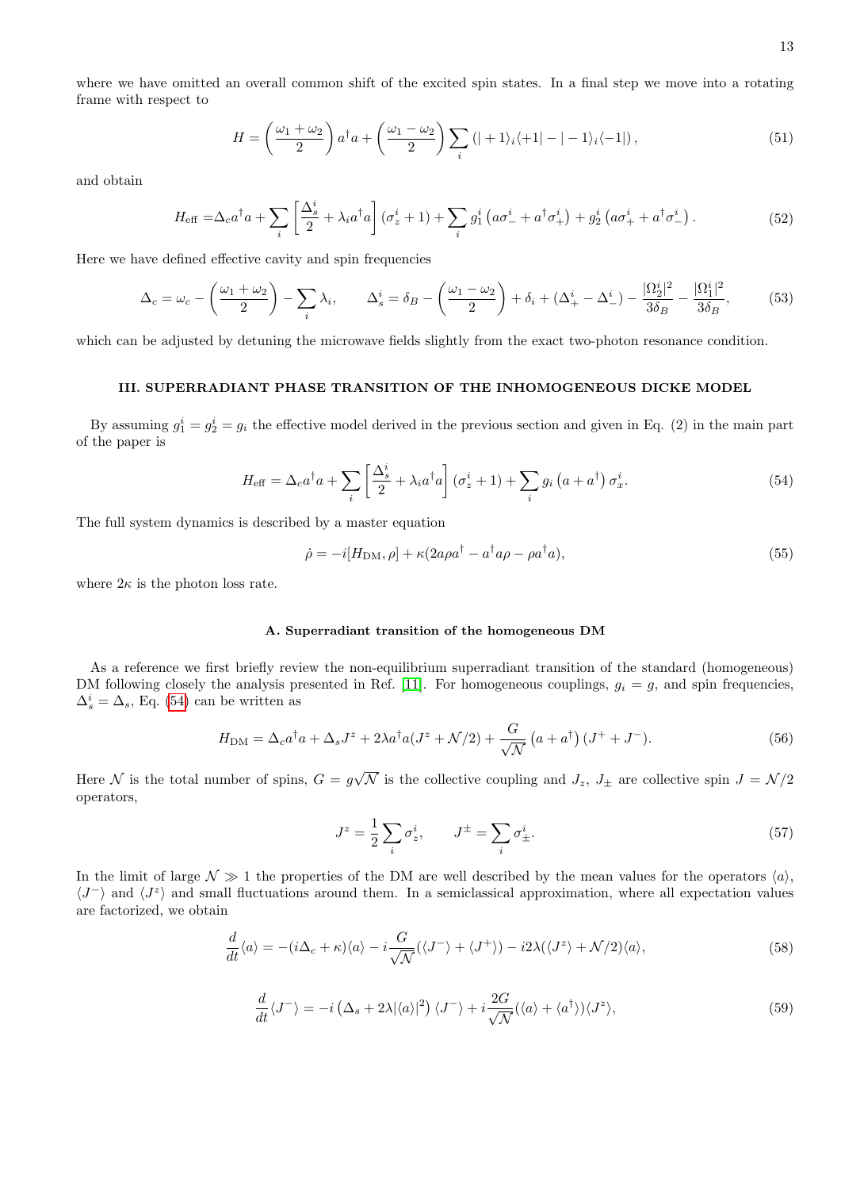where we have omitted an overall common shift of the excited spin states. In a final step we move into a rotating frame with respect to

$$H = \left(\frac{\omega_1 + \omega_2}{2}\right) a^\dagger a + \left(\frac{\omega_1 - \omega_2}{2}\right) \sum_i \left(|+1\rangle_i\langle +1| - |-1\rangle_i\langle -1|\right), \tag{51}$$

and obtain

$$H_{\rm eff} = \Delta_c a^\dagger a + \sum_i \left[\frac{\Delta_s^i}{2} + \lambda_i a^\dagger a\right] (\sigma_z^i + 1) + \sum_i g_1^i \left(a\sigma_-^i + a^\dagger \sigma_+^i\right) + g_2^i \left(a\sigma_+^i + a^\dagger \sigma_-^i\right). \tag{52}$$

Here we have defined effective cavity and spin frequencies

$$\Delta_c = \omega_c - \left(\frac{\omega_1 + \omega_2}{2}\right) - \sum_i \lambda_i, \qquad \Delta_s^i = \delta_B - \left(\frac{\omega_1 - \omega_2}{2}\right) + \delta_i + (\Delta_+^i - \Delta_-^i) - \frac{|\Omega_2^i|^2}{3\delta_B} - \frac{|\Omega_1^i|^2}{3\delta_B}, \tag{53}$$

which can be adjusted by detuning the microwave fields slightly from the exact two-photon resonance condition.

## III. SUPERRADIANT PHASE TRANSITION OF THE INHOMOGENEOUS DICKE MODEL

By assuming $g_1^i = g_2^i = g_i$ the effective model derived in the previous section and given in Eq. (2) in the main part of the paper is

$$H_{\rm eff} = \Delta_c a^\dagger a + \sum_i \left[\frac{\Delta_s^i}{2} + \lambda_i a^\dagger a\right] (\sigma_z^i + 1) + \sum_i g_i \left(a + a^\dagger\right) \sigma_x^i. \tag{54}$$

The full system dynamics is described by a master equation

$$\dot{\rho} = -i[H_{\rm DM}, \rho] + \kappa(2a\rho a^\dagger - a^\dagger a\rho - \rho a^\dagger a), \tag{55}$$

where $2\kappa$ is the photon loss rate.

### A. Superradiant transition of the homogeneous DM

As a reference we first briefly review the non-equilibrium superradiant transition of the standard (homogeneous) DM following closely the analysis presented in Ref. [11]. For homogeneous couplings, $g_i = g$, and spin frequencies, $\Delta_s^i = \Delta_s$, Eq. (54) can be written as

$$H_{\rm DM} = \Delta_c a^\dagger a + \Delta_s J^z + 2\lambda a^\dagger a (J^z + \mathcal{N}/2) + \frac{G}{\sqrt{\mathcal{N}}} \left(a + a^\dagger\right) (J^+ + J^-). \tag{56}$$

Here $\mathcal{N}$ is the total number of spins, $G = g\sqrt{\mathcal{N}}$ is the collective coupling and $J_z$, $J_\pm$ are collective spin $J = \mathcal{N}/2$ operators,

$$J^z = \frac{1}{2}\sum_i \sigma_z^i, \qquad J^\pm = \sum_i \sigma_\pm^i. \tag{57}$$

In the limit of large $\mathcal{N} \gg 1$ the properties of the DM are well described by the mean values for the operators $\langle a \rangle$, $\langle J^- \rangle$ and $\langle J^z \rangle$ and small fluctuations around them. In a semiclassical approximation, where all expectation values are factorized, we obtain

$$\frac{d}{dt}\langle a \rangle = -(i\Delta_c + \kappa)\langle a \rangle - i\frac{G}{\sqrt{\mathcal{N}}}(\langle J^- \rangle + \langle J^+ \rangle) - i2\lambda(\langle J^z \rangle + \mathcal{N}/2)\langle a \rangle, \tag{58}$$

$$\frac{d}{dt}\langle J^- \rangle = -i\left(\Delta_s + 2\lambda|\langle a \rangle|^2\right)\langle J^- \rangle + i\frac{2G}{\sqrt{\mathcal{N}}}(\langle a \rangle + \langle a^\dagger \rangle)\langle J^z \rangle, \tag{59}$$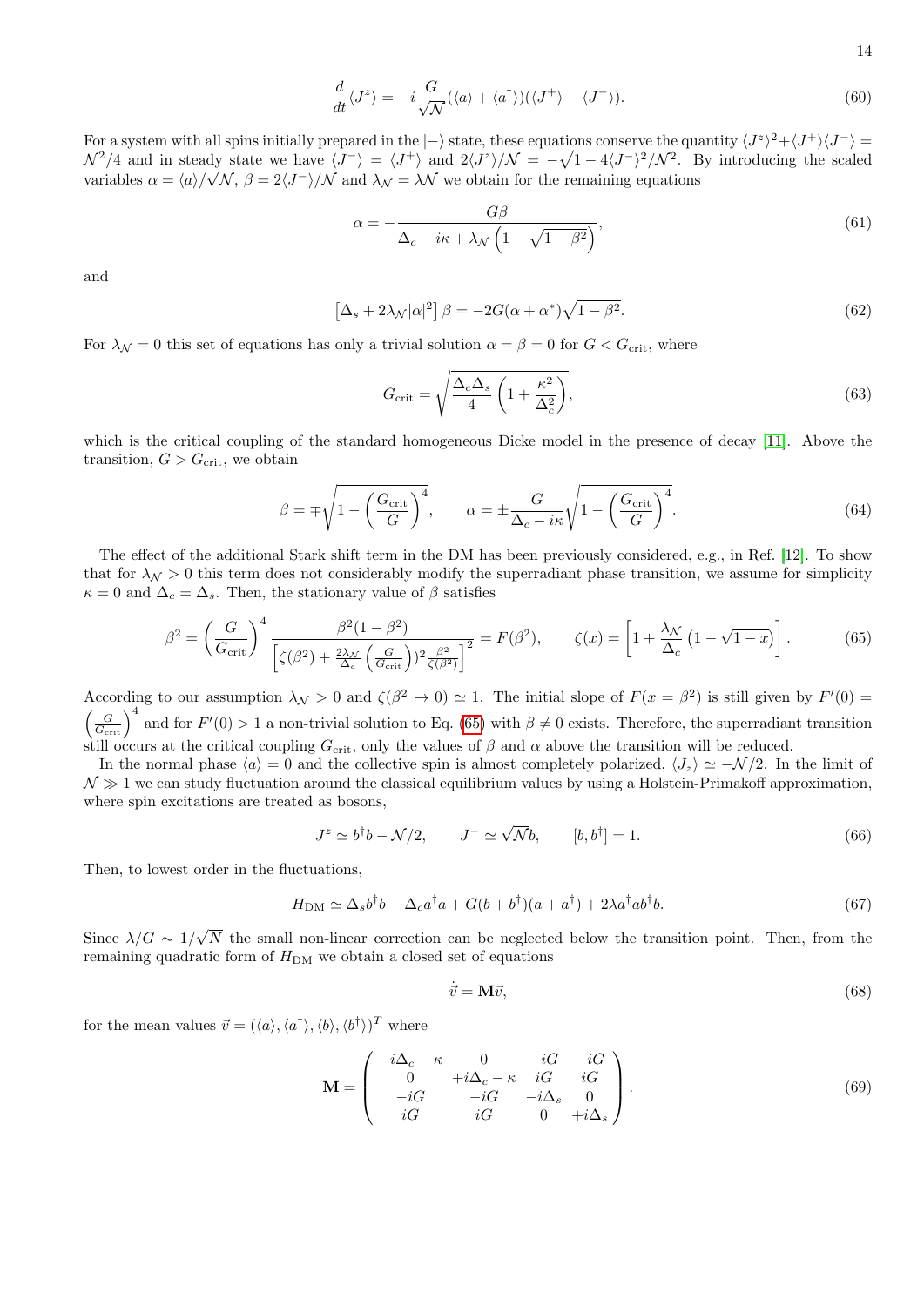$$\frac{d}{dt}\langle J^z\rangle = -i\frac{G}{\sqrt{\mathcal{N}}}(\langle a\rangle + \langle a^\dagger\rangle)(\langle J^+\rangle - \langle J^-\rangle). \tag{60}$$

For a system with all spins initially prepared in the $|-\rangle$ state, these equations conserve the quantity $\langle J^z\rangle^2 + \langle J^+\rangle\langle J^-\rangle = \mathcal{N}^2/4$ and in steady state we have $\langle J^-\rangle = \langle J^+\rangle$ and $2\langle J^z\rangle/\mathcal{N} = -\sqrt{1-4\langle J^-\rangle^2/\mathcal{N}^2}$. By introducing the scaled variables $\alpha = \langle a\rangle/\sqrt{\mathcal{N}}$, $\beta = 2\langle J^-\rangle/\mathcal{N}$ and $\lambda_{\mathcal{N}} = \lambda\mathcal{N}$ we obtain for the remaining equations

$$\alpha = -\frac{G\beta}{\Delta_c - i\kappa + \lambda_{\mathcal{N}}\left(1-\sqrt{1-\beta^2}\right)}, \tag{61}$$

and

$$\left[\Delta_s + 2\lambda_{\mathcal{N}}|\alpha|^2\right]\beta = -2G(\alpha+\alpha^*)\sqrt{1-\beta^2}. \tag{62}$$

For $\lambda_{\mathcal{N}} = 0$ this set of equations has only a trivial solution $\alpha = \beta = 0$ for $G < G_{\rm crit}$, where

$$G_{\rm crit} = \sqrt{\frac{\Delta_c\Delta_s}{4}\left(1+\frac{\kappa^2}{\Delta_c^2}\right)}, \tag{63}$$

which is the critical coupling of the standard homogeneous Dicke model in the presence of decay [11]. Above the transition, $G > G_{\rm crit}$, we obtain

$$\beta = \mp\sqrt{1-\left(\frac{G_{\rm crit}}{G}\right)^4}, \qquad \alpha = \pm\frac{G}{\Delta_c - i\kappa}\sqrt{1-\left(\frac{G_{\rm crit}}{G}\right)^4}. \tag{64}$$

The effect of the additional Stark shift term in the DM has been previously considered, e.g., in Ref. [12]. To show that for $\lambda_{\mathcal{N}} > 0$ this term does not considerably modify the superradiant phase transition, we assume for simplicity $\kappa = 0$ and $\Delta_c = \Delta_s$. Then, the stationary value of $\beta$ satisfies

$$\beta^2 = \left(\frac{G}{G_{\rm crit}}\right)^4 \frac{\beta^2(1-\beta^2)}{\left[\zeta(\beta^2) + \frac{2\lambda_{\mathcal{N}}}{\Delta_c}\left(\frac{G}{G_{\rm crit}}\right)^2\frac{\beta^2}{\zeta(\beta^2)}\right]^2} = F(\beta^2), \qquad \zeta(x) = \left[1+\frac{\lambda_{\mathcal{N}}}{\Delta_c}\left(1-\sqrt{1-x}\right)\right]. \tag{65}$$

According to our assumption $\lambda_{\mathcal{N}} > 0$ and $\zeta(\beta^2 \to 0) \simeq 1$. The initial slope of $F(x=\beta^2)$ is still given by $F'(0) = \left(\frac{G}{G_{\rm crit}}\right)^4$ and for $F'(0) > 1$ a non-trivial solution to Eq. (65) with $\beta \neq 0$ exists. Therefore, the superradiant transition still occurs at the critical coupling $G_{\rm crit}$, only the values of $\beta$ and $\alpha$ above the transition will be reduced.

In the normal phase $\langle a\rangle = 0$ and the collective spin is almost completely polarized, $\langle J_z\rangle \simeq -\mathcal{N}/2$. In the limit of $\mathcal{N} \gg 1$ we can study fluctuation around the classical equilibrium values by using a Holstein-Primakoff approximation, where spin excitations are treated as bosons,

$$J^z \simeq b^\dagger b - \mathcal{N}/2, \qquad J^- \simeq \sqrt{\mathcal{N}}b, \qquad [b, b^\dagger] = 1. \tag{66}$$

Then, to lowest order in the fluctuations,

$$H_{\rm DM} \simeq \Delta_s b^\dagger b + \Delta_c a^\dagger a + G(b+b^\dagger)(a+a^\dagger) + 2\lambda a^\dagger a b^\dagger b. \tag{67}$$

Since $\lambda/G \sim 1/\sqrt{N}$ the small non-linear correction can be neglected below the transition point. Then, from the remaining quadratic form of $H_{\rm DM}$ we obtain a closed set of equations

$$\dot{\vec{v}} = \mathbf{M}\vec{v}, \tag{68}$$

for the mean values $\vec{v} = (\langle a\rangle, \langle a^\dagger\rangle, \langle b\rangle, \langle b^\dagger\rangle)^T$ where

$$\mathbf{M} = \begin{pmatrix} -i\Delta_c - \kappa & 0 & -iG & -iG \\ 0 & +i\Delta_c - \kappa & iG & iG \\ -iG & -iG & -i\Delta_s & 0 \\ iG & iG & 0 & +i\Delta_s \end{pmatrix}. \tag{69}$$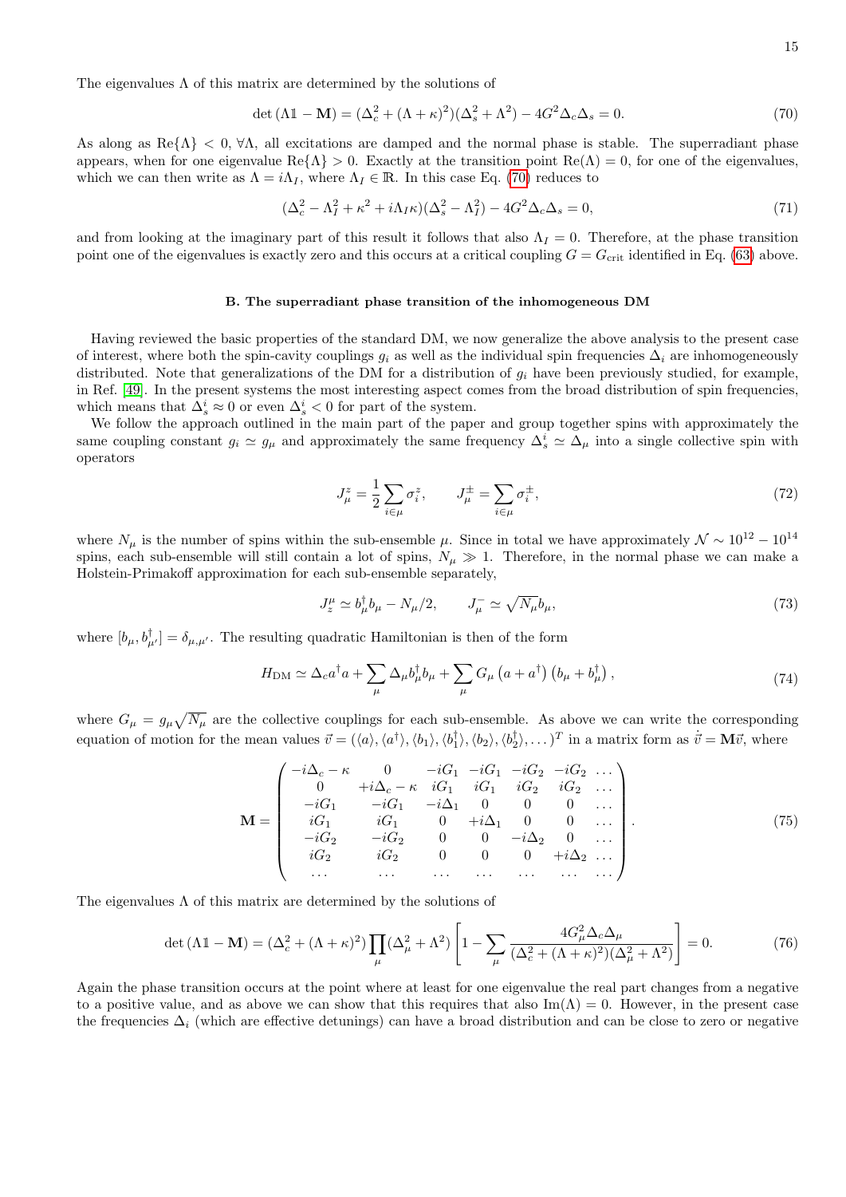The eigenvalues $\Lambda$ of this matrix are determined by the solutions of

$$\det(\Lambda\mathbb{1} - \mathbf{M}) = (\Delta_c^2 + (\Lambda+\kappa)^2)(\Delta_s^2 + \Lambda^2) - 4G^2\Delta_c\Delta_s = 0. \tag{70}$$

As along as $\mathrm{Re}\{\Lambda\} < 0$, $\forall \Lambda$, all excitations are damped and the normal phase is stable. The superradiant phase appears, when for one eigenvalue $\mathrm{Re}\{\Lambda\} > 0$. Exactly at the transition point $\mathrm{Re}(\Lambda) = 0$, for one of the eigenvalues, which we can then write as $\Lambda = i\Lambda_I$, where $\Lambda_I \in \mathbb{R}$. In this case Eq. (70) reduces to

$$(\Delta_c^2 - \Lambda_I^2 + \kappa^2 + i\Lambda_I\kappa)(\Delta_s^2 - \Lambda_I^2) - 4G^2\Delta_c\Delta_s = 0, \tag{71}$$

and from looking at the imaginary part of this result it follows that also $\Lambda_I = 0$. Therefore, at the phase transition point one of the eigenvalues is exactly zero and this occurs at a critical coupling $G = G_{\mathrm{crit}}$ identified in Eq. (63) above.

### B. The superradiant phase transition of the inhomogeneous DM

Having reviewed the basic properties of the standard DM, we now generalize the above analysis to the present case of interest, where both the spin-cavity couplings $g_i$ as well as the individual spin frequencies $\Delta_i$ are inhomogeneously distributed. Note that generalizations of the DM for a distribution of $g_i$ have been previously studied, for example, in Ref. [49]. In the present systems the most interesting aspect comes from the broad distribution of spin frequencies, which means that $\Delta_s^i \approx 0$ or even $\Delta_s^i < 0$ for part of the system.

We follow the approach outlined in the main part of the paper and group together spins with approximately the same coupling constant $g_i \simeq g_\mu$ and approximately the same frequency $\Delta_s^i \simeq \Delta_\mu$ into a single collective spin with operators

$$J_\mu^z = \frac{1}{2}\sum_{i\in\mu}\sigma_i^z, \qquad J_\mu^\pm = \sum_{i\in\mu}\sigma_i^\pm, \tag{72}$$

where $N_\mu$ is the number of spins within the sub-ensemble $\mu$. Since in total we have approximately $\mathcal{N} \sim 10^{12} - 10^{14}$ spins, each sub-ensemble will still contain a lot of spins, $N_\mu \gg 1$. Therefore, in the normal phase we can make a Holstein-Primakoff approximation for each sub-ensemble separately,

$$J_z^\mu \simeq b_\mu^\dagger b_\mu - N_\mu/2, \qquad J_\mu^- \simeq \sqrt{N_\mu}\, b_\mu, \tag{73}$$

where $[b_\mu, b_{\mu'}^\dagger] = \delta_{\mu,\mu'}$. The resulting quadratic Hamiltonian is then of the form

$$H_{\mathrm{DM}} \simeq \Delta_c a^\dagger a + \sum_\mu \Delta_\mu b_\mu^\dagger b_\mu + \sum_\mu G_\mu \left(a + a^\dagger\right)\left(b_\mu + b_\mu^\dagger\right), \tag{74}$$

where $G_\mu = g_\mu\sqrt{N_\mu}$ are the collective couplings for each sub-ensemble. As above we can write the corresponding equation of motion for the mean values $\vec{v} = (\langle a\rangle, \langle a^\dagger\rangle, \langle b_1\rangle, \langle b_1^\dagger\rangle, \langle b_2\rangle, \langle b_2^\dagger\rangle, \dots)^T$ in a matrix form as $\dot{\vec{v}} = \mathbf{M}\vec{v}$, where

$$\mathbf{M} = \begin{pmatrix} -i\Delta_c - \kappa & 0 & -iG_1 & -iG_1 & -iG_2 & -iG_2 & \dots \\ 0 & +i\Delta_c - \kappa & iG_1 & iG_1 & iG_2 & iG_2 & \dots \\ -iG_1 & -iG_1 & -i\Delta_1 & 0 & 0 & 0 & \dots \\ iG_1 & iG_1 & 0 & +i\Delta_1 & 0 & 0 & \dots \\ -iG_2 & -iG_2 & 0 & 0 & -i\Delta_2 & 0 & \dots \\ iG_2 & iG_2 & 0 & 0 & 0 & +i\Delta_2 & \dots \\ \dots & \dots & \dots & \dots & \dots & \dots & \dots \end{pmatrix}. \tag{75}$$

The eigenvalues $\Lambda$ of this matrix are determined by the solutions of

$$\det(\Lambda\mathbb{1} - \mathbf{M}) = (\Delta_c^2 + (\Lambda+\kappa)^2)\prod_\mu(\Delta_\mu^2 + \Lambda^2)\left[1 - \sum_\mu \frac{4G_\mu^2\Delta_c\Delta_\mu}{(\Delta_c^2 + (\Lambda+\kappa)^2)(\Delta_\mu^2 + \Lambda^2)}\right] = 0. \tag{76}$$

Again the phase transition occurs at the point where at least for one eigenvalue the real part changes from a negative to a positive value, and as above we can show that this requires that also $\mathrm{Im}(\Lambda) = 0$. However, in the present case the frequencies $\Delta_i$ (which are effective detunings) can have a broad distribution and can be close to zero or negative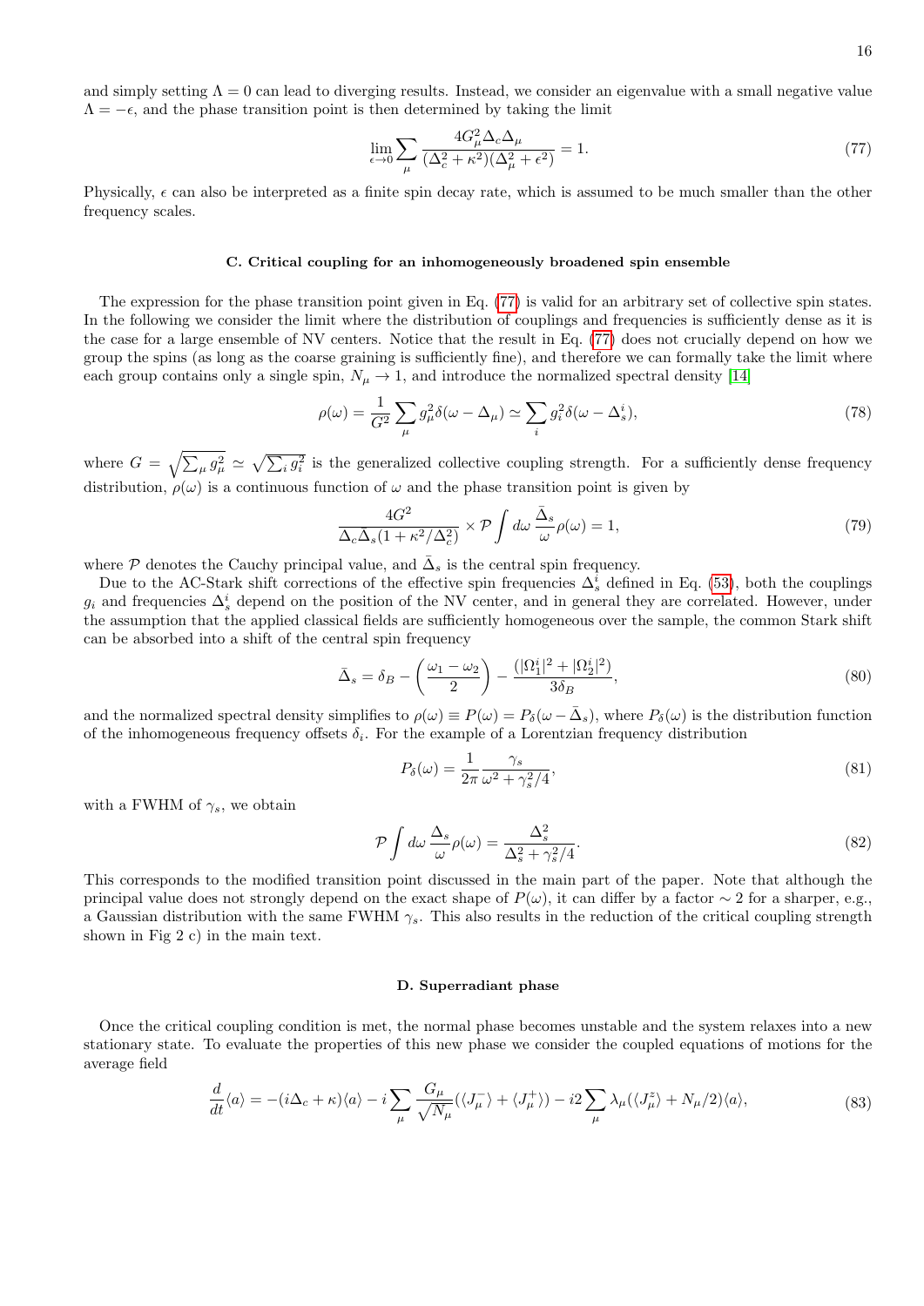and simply setting $\Lambda = 0$ can lead to diverging results. Instead, we consider an eigenvalue with a small negative value $\Lambda = -\epsilon$, and the phase transition point is then determined by taking the limit

$$\lim_{\epsilon \to 0} \sum_\mu \frac{4G_\mu^2 \Delta_c \Delta_\mu}{(\Delta_c^2 + \kappa^2)(\Delta_\mu^2 + \epsilon^2)} = 1. \tag{77}$$

Physically, $\epsilon$ can also be interpreted as a finite spin decay rate, which is assumed to be much smaller than the other frequency scales.

### C. Critical coupling for an inhomogeneously broadened spin ensemble

The expression for the phase transition point given in Eq. (77) is valid for an arbitrary set of collective spin states. In the following we consider the limit where the distribution of couplings and frequencies is sufficiently dense as it is the case for a large ensemble of NV centers. Notice that the result in Eq. (77) does not crucially depend on how we group the spins (as long as the coarse graining is sufficiently fine), and therefore we can formally take the limit where each group contains only a single spin, $N_\mu \to 1$, and introduce the normalized spectral density [14]

$$\rho(\omega) = \frac{1}{G^2} \sum_\mu g_\mu^2 \delta(\omega - \Delta_\mu) \simeq \sum_i g_i^2 \delta(\omega - \Delta_s^i), \tag{78}$$

where $G = \sqrt{\sum_\mu g_\mu^2} \simeq \sqrt{\sum_i g_i^2}$ is the generalized collective coupling strength. For a sufficiently dense frequency distribution, $\rho(\omega)$ is a continuous function of $\omega$ and the phase transition point is given by

$$\frac{4G^2}{\Delta_c \bar{\Delta}_s (1 + \kappa^2/\Delta_c^2)} \times \mathcal{P} \int d\omega \, \frac{\bar{\Delta}_s}{\omega} \rho(\omega) = 1, \tag{79}$$

where $\mathcal{P}$ denotes the Cauchy principal value, and $\bar{\Delta}_s$ is the central spin frequency.

Due to the AC-Stark shift corrections of the effective spin frequencies $\Delta_s^i$ defined in Eq. (53), both the couplings $g_i$ and frequencies $\Delta_s^i$ depend on the position of the NV center, and in general they are correlated. However, under the assumption that the applied classical fields are sufficiently homogeneous over the sample, the common Stark shift can be absorbed into a shift of the central spin frequency

$$\bar{\Delta}_s = \delta_B - \left(\frac{\omega_1 - \omega_2}{2}\right) - \frac{(|\Omega_1^i|^2 + |\Omega_2^i|^2)}{3\delta_B}, \tag{80}$$

and the normalized spectral density simplifies to $\rho(\omega) \equiv P(\omega) = P_\delta(\omega - \bar{\Delta}_s)$, where $P_\delta(\omega)$ is the distribution function of the inhomogeneous frequency offsets $\delta_i$. For the example of a Lorentzian frequency distribution

$$P_\delta(\omega) = \frac{1}{2\pi} \frac{\gamma_s}{\omega^2 + \gamma_s^2/4}, \tag{81}$$

with a FWHM of $\gamma_s$, we obtain

$$\mathcal{P} \int d\omega \, \frac{\Delta_s}{\omega} \rho(\omega) = \frac{\Delta_s^2}{\Delta_s^2 + \gamma_s^2/4}. \tag{82}$$

This corresponds to the modified transition point discussed in the main part of the paper. Note that although the principal value does not strongly depend on the exact shape of $P(\omega)$, it can differ by a factor $\sim 2$ for a sharper, e.g., a Gaussian distribution with the same FWHM $\gamma_s$. This also results in the reduction of the critical coupling strength shown in Fig 2 c) in the main text.

### D. Superradiant phase

Once the critical coupling condition is met, the normal phase becomes unstable and the system relaxes into a new stationary state. To evaluate the properties of this new phase we consider the coupled equations of motions for the average field

$$\frac{d}{dt}\langle a \rangle = -(i\Delta_c + \kappa)\langle a \rangle - i \sum_\mu \frac{G_\mu}{\sqrt{N_\mu}} (\langle J_\mu^- \rangle + \langle J_\mu^+ \rangle) - i2 \sum_\mu \lambda_\mu (\langle J_\mu^z \rangle + N_\mu/2)\langle a \rangle, \tag{83}$$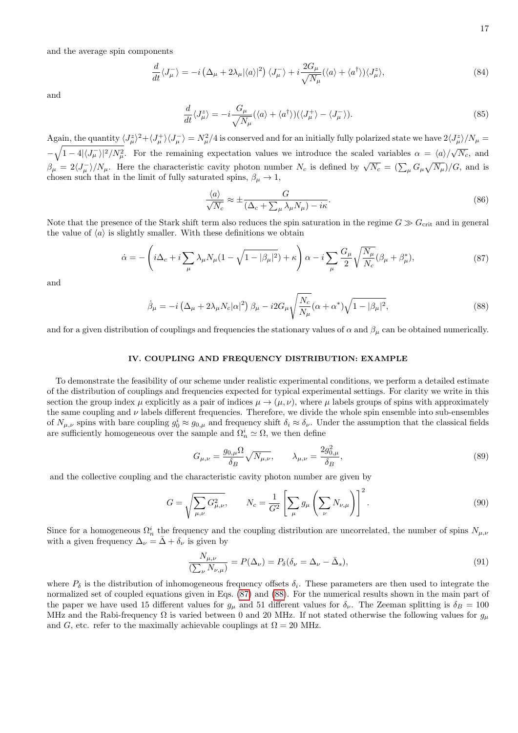and the average spin components

$$\frac{d}{dt}\langle J_\mu^-\rangle = -i\left(\Delta_\mu + 2\lambda_\mu|\langle a\rangle|^2\right)\langle J_\mu^-\rangle + i\frac{2G_\mu}{\sqrt{N_\mu}}(\langle a\rangle + \langle a^\dagger\rangle)\langle J_\mu^z\rangle, \tag{84}$$

and

$$\frac{d}{dt}\langle J_\mu^z\rangle = -i\frac{G_\mu}{\sqrt{N_\mu}}(\langle a\rangle + \langle a^\dagger\rangle)(\langle J_\mu^+\rangle - \langle J_\mu^-\rangle). \tag{85}$$

Again, the quantity $\langle J_\mu^z\rangle^2 + \langle J_\mu^+\rangle\langle J_\mu^-\rangle = N_\mu^2/4$ is conserved and for an initially fully polarized state we have $2\langle J_\mu^z\rangle/N_\mu = -\sqrt{1-4|\langle J_\mu^-\rangle|^2/N_\mu^2}$. For the remaining expectation values we introduce the scaled variables $\alpha = \langle a\rangle/\sqrt{N_c}$, and $\beta_\mu = 2\langle J_\mu^-\rangle/N_\mu$. Here the characteristic cavity photon number $N_c$ is defined by $\sqrt{N_c} = (\sum_\mu G_\mu\sqrt{N_\mu})/G$, and is chosen such that in the limit of fully saturated spins, $\beta_\mu \to 1$,

$$\frac{\langle a\rangle}{\sqrt{N_c}} \approx \pm\frac{G}{(\Delta_c + \sum_\mu \lambda_\mu N_\mu) - i\kappa}. \tag{86}$$

Note that the presence of the Stark shift term also reduces the spin saturation in the regime $G \gg G_{\rm crit}$ and in general the value of $\langle a\rangle$ is slightly smaller. With these definitions we obtain

$$\dot{\alpha} = -\left(i\Delta_c + i\sum_\mu \lambda_\mu N_\mu(1-\sqrt{1-|\beta_\mu|^2}) + \kappa\right)\alpha - i\sum_\mu \frac{G_\mu}{2}\sqrt{\frac{N_\mu}{N_c}}(\beta_\mu + \beta_\mu^*), \tag{87}$$

and

$$\dot{\beta}_\mu = -i\left(\Delta_\mu + 2\lambda_\mu N_c|\alpha|^2\right)\beta_\mu - i2G_\mu\sqrt{\frac{N_c}{N_\mu}}(\alpha + \alpha^*)\sqrt{1-|\beta_\mu|^2}, \tag{88}$$

and for a given distribution of couplings and frequencies the stationary values of $\alpha$ and $\beta_\mu$ can be obtained numerically.

## IV. COUPLING AND FREQUENCY DISTRIBUTION: EXAMPLE

To demonstrate the feasibility of our scheme under realistic experimental conditions, we perform a detailed estimate of the distribution of couplings and frequencies expected for typical experimental settings. For clarity we write in this section the group index $\mu$ explicitly as a pair of indices $\mu \to (\mu,\nu)$, where $\mu$ labels groups of spins with approximately the same coupling and $\nu$ labels different frequencies. Therefore, we divide the whole spin ensemble into sub-ensembles of $N_{\mu,\nu}$ spins with bare coupling $g_0^i \approx g_{0,\mu}$ and frequency shift $\delta_i \approx \delta_\nu$. Under the assumption that the classical fields are sufficiently homogeneous over the sample and $\Omega_n^i \simeq \Omega$, we then define

$$G_{\mu,\nu} = \frac{g_{0,\mu}\Omega}{\delta_B}\sqrt{N_{\mu,\nu}}, \qquad \lambda_{\mu,\nu} = \frac{2g_{0,\mu}^2}{\delta_B}, \tag{89}$$

and the collective coupling and the characteristic cavity photon number are given by

$$G = \sqrt{\sum_{\mu,\nu} G_{\mu,\nu}^2}, \qquad N_c = \frac{1}{G^2}\left[\sum_\mu g_\mu\left(\sum_\nu N_{\nu,\mu}\right)\right]^2. \tag{90}$$

Since for a homogeneous $\Omega_n^i$ the frequency and the coupling distribution are uncorrelated, the number of spins $N_{\mu,\nu}$ with a given frequency $\Delta_\nu = \bar{\Delta} + \delta_\nu$ is given by

$$\frac{N_{\mu,\nu}}{(\sum_\nu N_{\nu,\mu})} = P(\Delta_\nu) = P_\delta(\delta_\nu = \Delta_\nu - \bar{\Delta}_s), \tag{91}$$

where $P_\delta$ is the distribution of inhomogeneous frequency offsets $\delta_i$. These parameters are then used to integrate the normalized set of coupled equations given in Eqs. (87) and (88). For the numerical results shown in the main part of the paper we have used 15 different values for $g_\mu$ and 51 different values for $\delta_\nu$. The Zeeman splitting is $\delta_B = 100$ MHz and the Rabi-frequency $\Omega$ is varied between 0 and 20 MHz. If not stated otherwise the following values for $g_\mu$ and $G$, etc. refer to the maximally achievable couplings at $\Omega = 20$ MHz.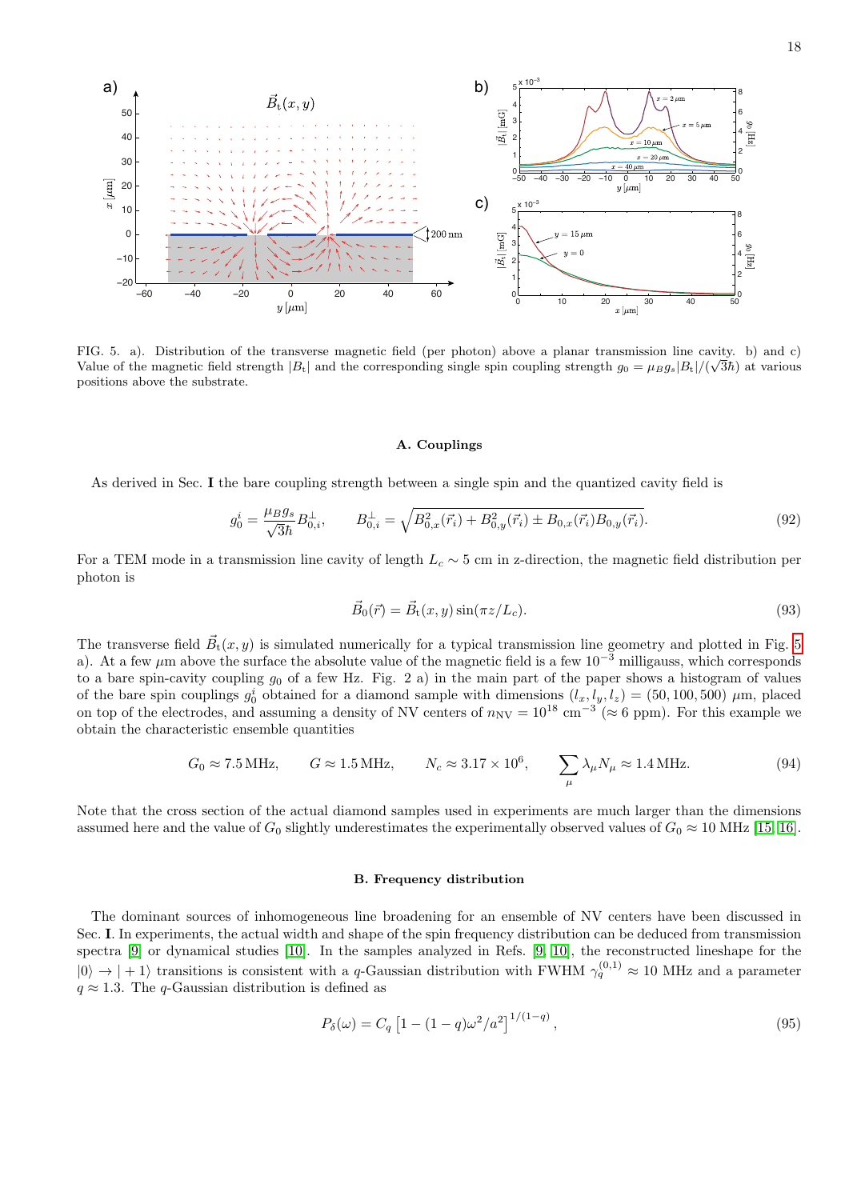FIG. 5. a). Distribution of the transverse magnetic field (per photon) above a planar transmission line cavity. b) and c) Value of the magnetic field strength $|B_{\rm t}|$ and the corresponding single spin coupling strength $g_0 = \mu_B g_s |B_{\rm t}|/(\sqrt{3}\hbar)$ at various positions above the substrate.

### A. Couplings

As derived in Sec. I the bare coupling strength between a single spin and the quantized cavity field is

$$g_0^i = \frac{\mu_B g_s}{\sqrt{3}\hbar} B_{0,i}^{\perp}, \qquad B_{0,i}^{\perp} = \sqrt{B_{0,x}^2(\vec{r}_i) + B_{0,y}^2(\vec{r}_i) \pm B_{0,x}(\vec{r}_i) B_{0,y}(\vec{r}_i)}. \tag{92}$$

For a TEM mode in a transmission line cavity of length $L_c \sim 5$ cm in z-direction, the magnetic field distribution per photon is

$$\vec{B}_0(\vec{r}) = \vec{B}_{\rm t}(x,y)\sin(\pi z/L_c). \tag{93}$$

The transverse field $\vec{B}_{\rm t}(x,y)$ is simulated numerically for a typical transmission line geometry and plotted in Fig. 5 a). At a few $\mu$m above the surface the absolute value of the magnetic field is a few $10^{-3}$ milligauss, which corresponds to a bare spin-cavity coupling $g_0$ of a few Hz. Fig. 2 a) in the main part of the paper shows a histogram of values of the bare spin couplings $g_0^i$ obtained for a diamond sample with dimensions $(l_x, l_y, l_z) = (50, 100, 500)$ $\mu$m, placed on top of the electrodes, and assuming a density of NV centers of $n_{\rm NV} = 10^{18}$ cm$^{-3}$ ($\approx 6$ ppm). For this example we obtain the characteristic ensemble quantities

$$G_0 \approx 7.5\,\text{MHz}, \qquad G \approx 1.5\,\text{MHz}, \qquad N_c \approx 3.17\times 10^6, \qquad \sum_\mu \lambda_\mu N_\mu \approx 1.4\,\text{MHz}. \tag{94}$$

Note that the cross section of the actual diamond samples used in experiments are much larger than the dimensions assumed here and the value of $G_0$ slightly underestimates the experimentally observed values of $G_0 \approx 10$ MHz [15, 16].

### B. Frequency distribution

The dominant sources of inhomogeneous line broadening for an ensemble of NV centers have been discussed in Sec. I. In experiments, the actual width and shape of the spin frequency distribution can be deduced from transmission spectra [9] or dynamical studies [10]. In the samples analyzed in Refs. [9, 10], the reconstructed lineshape for the $|0\rangle \to |+1\rangle$ transitions is consistent with a $q$-Gaussian distribution with FWHM $\gamma_q^{(0,1)} \approx 10$ MHz and a parameter $q \approx 1.3$. The $q$-Gaussian distribution is defined as

$$P_\delta(\omega) = C_q \left[1 - (1-q)\omega^2/a^2\right]^{1/(1-q)}, \tag{95}$$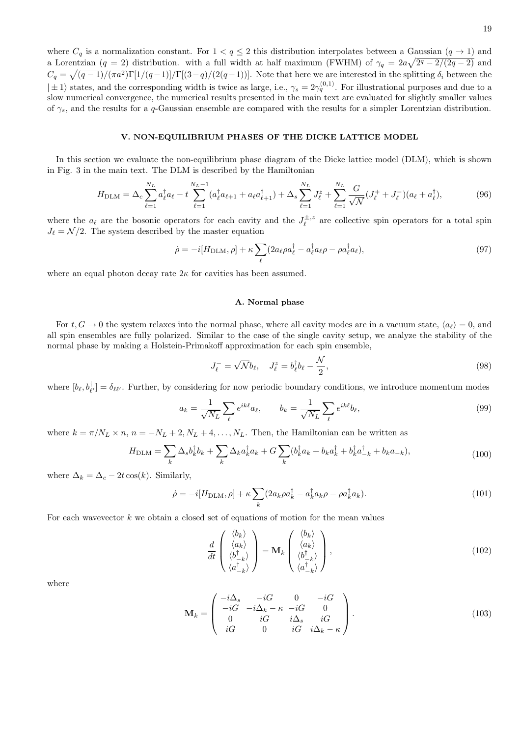where $C_q$ is a normalization constant. For $1 < q \leq 2$ this distribution interpolates between a Gaussian ($q \to 1$) and a Lorentzian ($q = 2$) distribution. with a full width at half maximum (FWHM) of $\gamma_q = 2a\sqrt{2^q - 2/(2q-2)}$ and $C_q = \sqrt{(q-1)/(\pi a^2)}\Gamma[1/(q-1)]/\Gamma[(3-q)/(2(q-1))]$. Note that here we are interested in the splitting $\delta_i$ between the $|\pm 1\rangle$ states, and the corresponding width is twice as large, i.e., $\gamma_s = 2\gamma_q^{(0,1)}$. For illustrational purposes and due to a slow numerical convergence, the numerical results presented in the main text are evaluated for slightly smaller values of $\gamma_s$, and the results for a $q$-Gaussian ensemble are compared with the results for a simpler Lorentzian distribution.

## V. NON-EQUILIBRIUM PHASES OF THE DICKE LATTICE MODEL

In this section we evaluate the non-equilibrium phase diagram of the Dicke lattice model (DLM), which is shown in Fig. 3 in the main text. The DLM is described by the Hamiltonian

$$H_{\rm DLM} = \Delta_c \sum_{\ell=1}^{N_L} a_\ell^\dagger a_\ell - t \sum_{\ell=1}^{N_L-1} (a_\ell^\dagger a_{\ell+1} + a_\ell a_{\ell+1}^\dagger) + \Delta_s \sum_{\ell=1}^{N_L} J_\ell^z + \sum_{\ell=1}^{N_L} \frac{G}{\sqrt{\mathcal{N}}}(J_\ell^+ + J_\ell^-)(a_\ell + a_\ell^\dagger), \tag{96}$$

where the $a_\ell$ are the bosonic operators for each cavity and the $J_\ell^{\pm,z}$ are collective spin operators for a total spin $J_\ell = \mathcal{N}/2$. The system described by the master equation

$$\dot{\rho} = -i[H_{\rm DLM}, \rho] + \kappa \sum_\ell (2a_\ell \rho a_\ell^\dagger - a_\ell^\dagger a_\ell \rho - \rho a_\ell^\dagger a_\ell), \tag{97}$$

where an equal photon decay rate $2\kappa$ for cavities has been assumed.

### A. Normal phase

For $t, G \to 0$ the system relaxes into the normal phase, where all cavity modes are in a vacuum state, $\langle a_\ell \rangle = 0$, and all spin ensembles are fully polarized. Similar to the case of the single cavity setup, we analyze the stability of the normal phase by making a Holstein-Primakoff approximation for each spin ensemble,

$$J_\ell^- = \sqrt{\mathcal{N}} b_\ell, \quad J_\ell^z = b_\ell^\dagger b_\ell - \frac{\mathcal{N}}{2}, \tag{98}$$

where $[b_\ell, b_{\ell'}^\dagger] = \delta_{\ell\ell'}$. Further, by considering for now periodic boundary conditions, we introduce momentum modes

$$a_k = \frac{1}{\sqrt{N_L}} \sum_\ell e^{ik\ell} a_\ell, \qquad b_k = \frac{1}{\sqrt{N_L}} \sum_\ell e^{ik\ell} b_\ell, \tag{99}$$

where $k = \pi/N_L \times n$, $n = -N_L + 2, N_L + 4, \ldots, N_L$. Then, the Hamiltonian can be written as

$$H_{\rm DLM} = \sum_k \Delta_s b_k^\dagger b_k + \sum_k \Delta_k a_k^\dagger a_k + G \sum_k (b_k^\dagger a_k + b_k a_k^\dagger + b_k^\dagger a_{-k}^\dagger + b_k a_{-k}), \tag{100}$$

where $\Delta_k = \Delta_c - 2t\cos(k)$. Similarly,

$$\dot{\rho} = -i[H_{\rm DLM}, \rho] + \kappa \sum_k (2a_k \rho a_k^\dagger - a_k^\dagger a_k \rho - \rho a_k^\dagger a_k). \tag{101}$$

For each wavevector $k$ we obtain a closed set of equations of motion for the mean values

$$\frac{d}{dt} \begin{pmatrix} \langle b_k \rangle \\ \langle a_k \rangle \\ \langle b_{-k}^\dagger \rangle \\ \langle a_{-k}^\dagger \rangle \end{pmatrix} = \mathbf{M}_k \begin{pmatrix} \langle b_k \rangle \\ \langle a_k \rangle \\ \langle b_{-k}^\dagger \rangle \\ \langle a_{-k}^\dagger \rangle \end{pmatrix}, \tag{102}$$

where

$$\mathbf{M}_k = \begin{pmatrix} -i\Delta_s & -iG & 0 & -iG \\ -iG & -i\Delta_k - \kappa & -iG & 0 \\ 0 & iG & i\Delta_s & iG \\ iG & 0 & iG & i\Delta_k - \kappa \end{pmatrix}. \tag{103}$$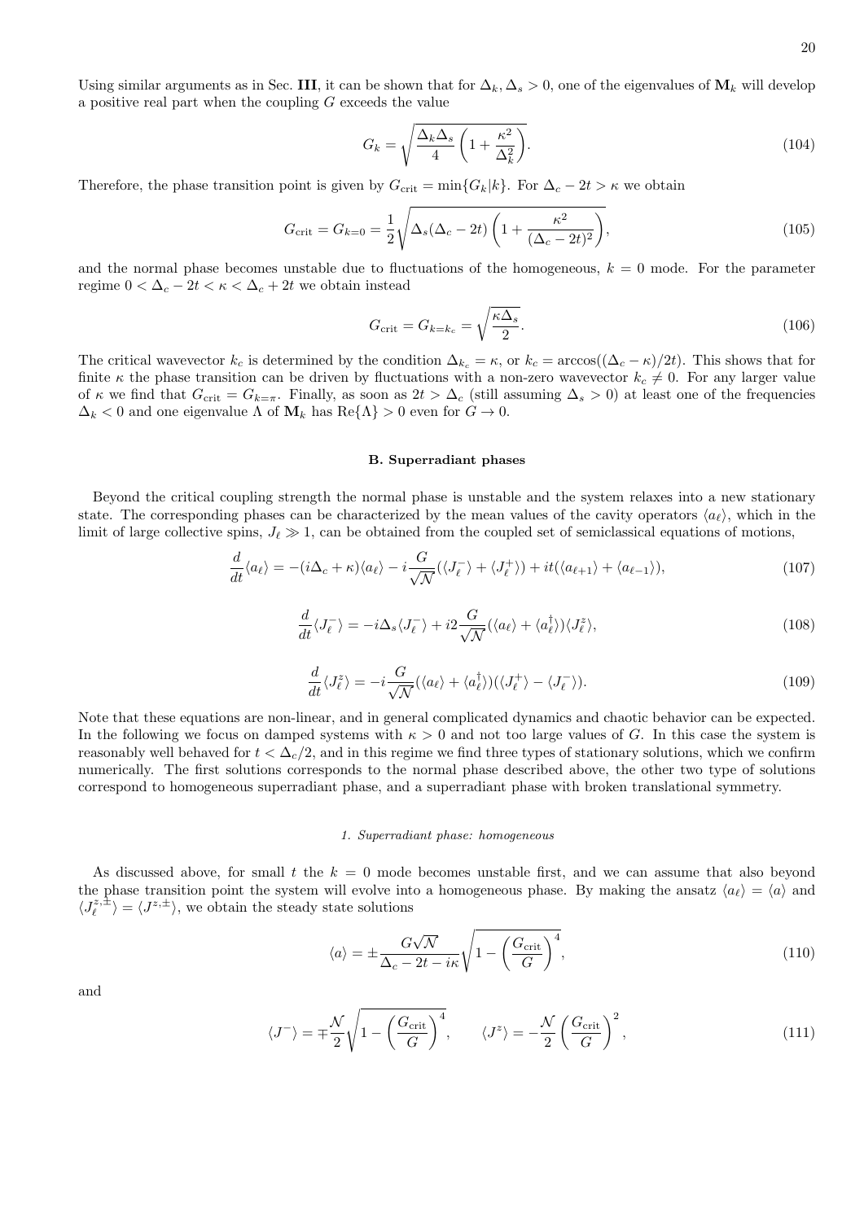Using similar arguments as in Sec. **III**, it can be shown that for $\Delta_k, \Delta_s > 0$, one of the eigenvalues of $\mathbf{M}_k$ will develop a positive real part when the coupling $G$ exceeds the value

$$G_k = \sqrt{\frac{\Delta_k \Delta_s}{4}\left(1 + \frac{\kappa^2}{\Delta_k^2}\right)}. \tag{104}$$

Therefore, the phase transition point is given by $G_{\rm crit} = \min\{G_k|k\}$. For $\Delta_c - 2t > \kappa$ we obtain

$$G_{\rm crit} = G_{k=0} = \frac{1}{2}\sqrt{\Delta_s(\Delta_c - 2t)\left(1 + \frac{\kappa^2}{(\Delta_c - 2t)^2}\right)}, \tag{105}$$

and the normal phase becomes unstable due to fluctuations of the homogeneous, $k = 0$ mode. For the parameter regime $0 < \Delta_c - 2t < \kappa < \Delta_c + 2t$ we obtain instead

$$G_{\rm crit} = G_{k=k_c} = \sqrt{\frac{\kappa \Delta_s}{2}}. \tag{106}$$

The critical wavevector $k_c$ is determined by the condition $\Delta_{k_c} = \kappa$, or $k_c = \arccos((\Delta_c - \kappa)/2t)$. This shows that for finite $\kappa$ the phase transition can be driven by fluctuations with a non-zero wavevector $k_c \neq 0$. For any larger value of $\kappa$ we find that $G_{\rm crit} = G_{k=\pi}$. Finally, as soon as $2t > \Delta_c$ (still assuming $\Delta_s > 0$) at least one of the frequencies $\Delta_k < 0$ and one eigenvalue $\Lambda$ of $\mathbf{M}_k$ has $\mathrm{Re}\{\Lambda\} > 0$ even for $G \to 0$.

### B. Superradiant phases

Beyond the critical coupling strength the normal phase is unstable and the system relaxes into a new stationary state. The corresponding phases can be characterized by the mean values of the cavity operators $\langle a_\ell \rangle$, which in the limit of large collective spins, $J_\ell \gg 1$, can be obtained from the coupled set of semiclassical equations of motions,

$$\frac{d}{dt}\langle a_\ell \rangle = -(i\Delta_c + \kappa)\langle a_\ell \rangle - i\frac{G}{\sqrt{\mathcal{N}}}(\langle J_\ell^- \rangle + \langle J_\ell^+ \rangle) + it(\langle a_{\ell+1} \rangle + \langle a_{\ell-1} \rangle), \tag{107}$$

$$\frac{d}{dt}\langle J_\ell^- \rangle = -i\Delta_s \langle J_\ell^- \rangle + i2\frac{G}{\sqrt{\mathcal{N}}}(\langle a_\ell \rangle + \langle a_\ell^\dagger \rangle)\langle J_\ell^z \rangle, \tag{108}$$

$$\frac{d}{dt}\langle J_\ell^z \rangle = -i\frac{G}{\sqrt{\mathcal{N}}}(\langle a_\ell \rangle + \langle a_\ell^\dagger \rangle)(\langle J_\ell^+ \rangle - \langle J_\ell^- \rangle). \tag{109}$$

Note that these equations are non-linear, and in general complicated dynamics and chaotic behavior can be expected. In the following we focus on damped systems with $\kappa > 0$ and not too large values of $G$. In this case the system is reasonably well behaved for $t < \Delta_c/2$, and in this regime we find three types of stationary solutions, which we confirm numerically. The first solutions corresponds to the normal phase described above, the other two type of solutions correspond to homogeneous superradiant phase, and a superradiant phase with broken translational symmetry.

#### 1. Superradiant phase: homogeneous

As discussed above, for small $t$ the $k = 0$ mode becomes unstable first, and we can assume that also beyond the phase transition point the system will evolve into a homogeneous phase. By making the ansatz $\langle a_\ell \rangle = \langle a \rangle$ and $\langle J_\ell^{z,\pm} \rangle = \langle J^{z,\pm} \rangle$, we obtain the steady state solutions

$$\langle a \rangle = \pm \frac{G\sqrt{\mathcal{N}}}{\Delta_c - 2t - i\kappa}\sqrt{1 - \left(\frac{G_{\rm crit}}{G}\right)^4}, \tag{110}$$

and

$$\langle J^- \rangle = \mp \frac{\mathcal{N}}{2}\sqrt{1 - \left(\frac{G_{\rm crit}}{G}\right)^4}, \qquad \langle J^z \rangle = -\frac{\mathcal{N}}{2}\left(\frac{G_{\rm crit}}{G}\right)^2, \tag{111}$$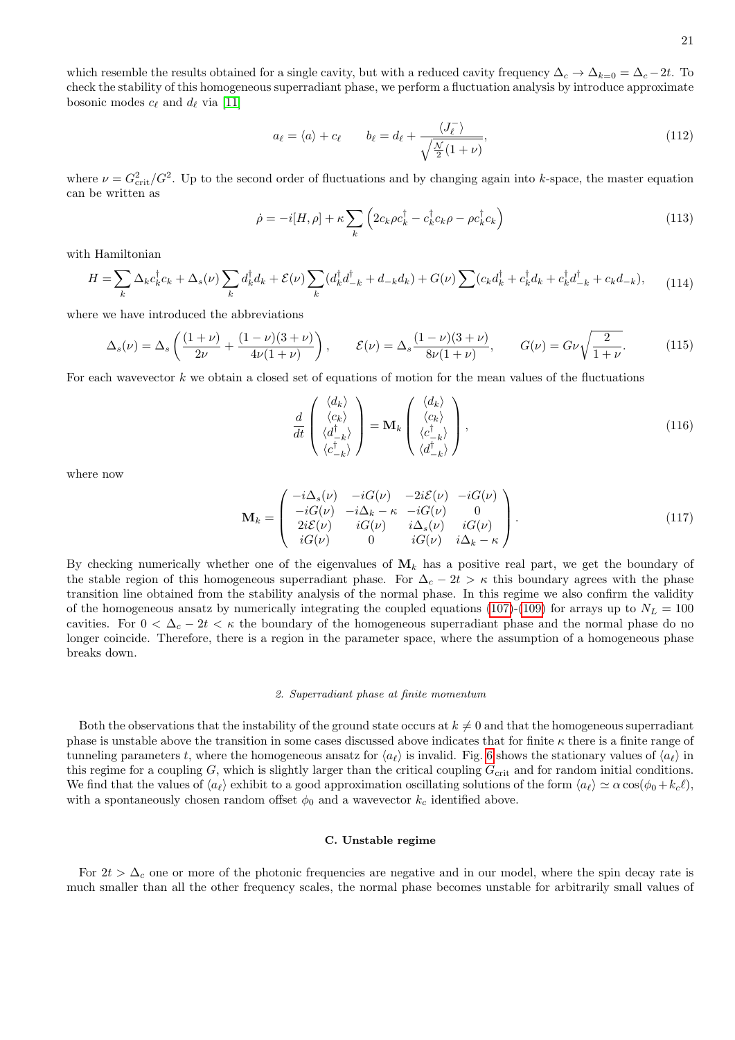which resemble the results obtained for a single cavity, but with a reduced cavity frequency $\Delta_c \to \Delta_{k=0} = \Delta_c - 2t$. To check the stability of this homogeneous superradiant phase, we perform a fluctuation analysis by introduce approximate bosonic modes $c_\ell$ and $d_\ell$ via [11]

$$a_\ell = \langle a \rangle + c_\ell \qquad b_\ell = d_\ell + \frac{\langle J_\ell^- \rangle}{\sqrt{\frac{\mathcal{N}}{2}(1+\nu)}}, \tag{112}$$

where $\nu = G_{\rm crit}^2/G^2$. Up to the second order of fluctuations and by changing again into $k$-space, the master equation can be written as

$$\dot{\rho} = -i[H,\rho] + \kappa \sum_k \left(2c_k \rho c_k^\dagger - c_k^\dagger c_k \rho - \rho c_k^\dagger c_k\right) \tag{113}$$

with Hamiltonian

$$H = \sum_k \Delta_k c_k^\dagger c_k + \Delta_s(\nu) \sum_k d_k^\dagger d_k + \mathcal{E}(\nu) \sum_k (d_k^\dagger d_{-k}^\dagger + d_{-k} d_k) + G(\nu) \sum (c_k d_k^\dagger + c_k^\dagger d_k + c_k^\dagger d_{-k}^\dagger + c_k d_{-k}), \tag{114}$$

where we have introduced the abbreviations

$$\Delta_s(\nu) = \Delta_s \left( \frac{(1+\nu)}{2\nu} + \frac{(1-\nu)(3+\nu)}{4\nu(1+\nu)} \right), \qquad \mathcal{E}(\nu) = \Delta_s \frac{(1-\nu)(3+\nu)}{8\nu(1+\nu)}, \qquad G(\nu) = G\nu\sqrt{\frac{2}{1+\nu}}. \tag{115}$$

For each wavevector $k$ we obtain a closed set of equations of motion for the mean values of the fluctuations

$$\frac{d}{dt} \begin{pmatrix} \langle d_k \rangle \\ \langle c_k \rangle \\ \langle d_{-k}^\dagger \rangle \\ \langle c_{-k}^\dagger \rangle \end{pmatrix} = \mathbf{M}_k \begin{pmatrix} \langle d_k \rangle \\ \langle c_k \rangle \\ \langle c_{-k}^\dagger \rangle \\ \langle d_{-k}^\dagger \rangle \end{pmatrix}, \tag{116}$$

where now

$$\mathbf{M}_k = \begin{pmatrix} -i\Delta_s(\nu) & -iG(\nu) & -2i\mathcal{E}(\nu) & -iG(\nu) \\ -iG(\nu) & -i\Delta_k - \kappa & -iG(\nu) & 0 \\ 2i\mathcal{E}(\nu) & iG(\nu) & i\Delta_s(\nu) & iG(\nu) \\ iG(\nu) & 0 & iG(\nu) & i\Delta_k - \kappa \end{pmatrix}. \tag{117}$$

By checking numerically whether one of the eigenvalues of $\mathbf{M}_k$ has a positive real part, we get the boundary of the stable region of this homogeneous superradiant phase. For $\Delta_c - 2t > \kappa$ this boundary agrees with the phase transition line obtained from the stability analysis of the normal phase. In this regime we also confirm the validity of the homogeneous ansatz by numerically integrating the coupled equations (107)-(109) for arrays up to $N_L = 100$ cavities. For $0 < \Delta_c - 2t < \kappa$ the boundary of the homogeneous superradiant phase and the normal phase do no longer coincide. Therefore, there is a region in the parameter space, where the assumption of a homogeneous phase breaks down.

#### *2. Superradiant phase at finite momentum*

Both the observations that the instability of the ground state occurs at $k \neq 0$ and that the homogeneous superradiant phase is unstable above the transition in some cases discussed above indicates that for finite $\kappa$ there is a finite range of tunneling parameters $t$, where the homogeneous ansatz for $\langle a_\ell \rangle$ is invalid. Fig. 6 shows the stationary values of $\langle a_\ell \rangle$ in this regime for a coupling $G$, which is slightly larger than the critical coupling $G_{\rm crit}$ and for random initial conditions. We find that the values of $\langle a_\ell \rangle$ exhibit to a good approximation oscillating solutions of the form $\langle a_\ell \rangle \simeq \alpha \cos(\phi_0 + k_c \ell)$, with a spontaneously chosen random offset $\phi_0$ and a wavevector $k_c$ identified above.

### C. Unstable regime

For $2t > \Delta_c$ one or more of the photonic frequencies are negative and in our model, where the spin decay rate is much smaller than all the other frequency scales, the normal phase becomes unstable for arbitrarily small values of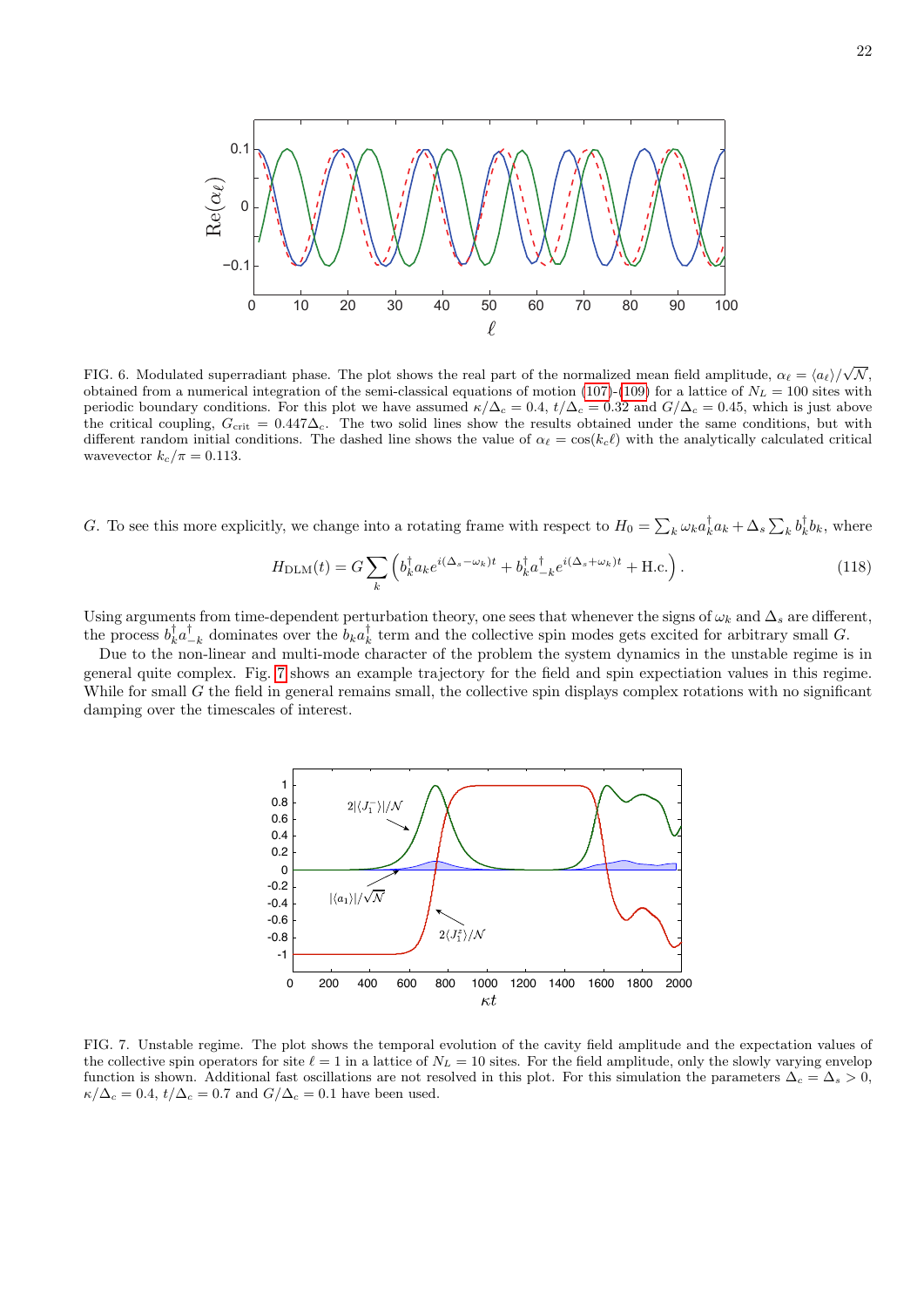FIG. 6. Modulated superradiant phase. The plot shows the real part of the normalized mean field amplitude, $\alpha_\ell = \langle a_\ell \rangle/\sqrt{\mathcal{N}}$, obtained from a numerical integration of the semi-classical equations of motion (107)-(109) for a lattice of $N_L = 100$ sites with periodic boundary conditions. For this plot we have assumed $\kappa/\Delta_c = 0.4$, $t/\Delta_c = 0.32$ and $G/\Delta_c = 0.45$, which is just above the critical coupling, $G_{\rm crit} = 0.447\Delta_c$. The two solid lines show the results obtained under the same conditions, but with different random initial conditions. The dashed line shows the value of $\alpha_\ell = \cos(k_c \ell)$ with the analytically calculated critical wavevector $k_c/\pi = 0.113$.

$G$. To see this more explicitly, we change into a rotating frame with respect to $H_0 = \sum_k \omega_k a_k^\dagger a_k + \Delta_s \sum_k b_k^\dagger b_k$, where

$$H_{\rm DLM}(t) = G \sum_k \left( b_k^\dagger a_k e^{i(\Delta_s - \omega_k)t} + b_k^\dagger a_{-k}^\dagger e^{i(\Delta_s + \omega_k)t} + {\rm H.c.} \right). \tag{118}$$

Using arguments from time-dependent perturbation theory, one sees that whenever the signs of $\omega_k$ and $\Delta_s$ are different, the process $b_k^\dagger a_{-k}^\dagger$ dominates over the $b_k a_k^\dagger$ term and the collective spin modes gets excited for arbitrary small $G$.

Due to the non-linear and multi-mode character of the problem the system dynamics in the unstable regime is in general quite complex. Fig. 7 shows an example trajectory for the field and spin expectiation values in this regime. While for small $G$ the field in general remains small, the collective spin displays complex rotations with no significant damping over the timescales of interest.

FIG. 7. Unstable regime. The plot shows the temporal evolution of the cavity field amplitude and the expectation values of the collective spin operators for site $\ell = 1$ in a lattice of $N_L = 10$ sites. For the field amplitude, only the slowly varying envelop function is shown. Additional fast oscillations are not resolved in this plot. For this simulation the parameters $\Delta_c = \Delta_s > 0$, $\kappa/\Delta_c = 0.4$, $t/\Delta_c = 0.7$ and $G/\Delta_c = 0.1$ have been used.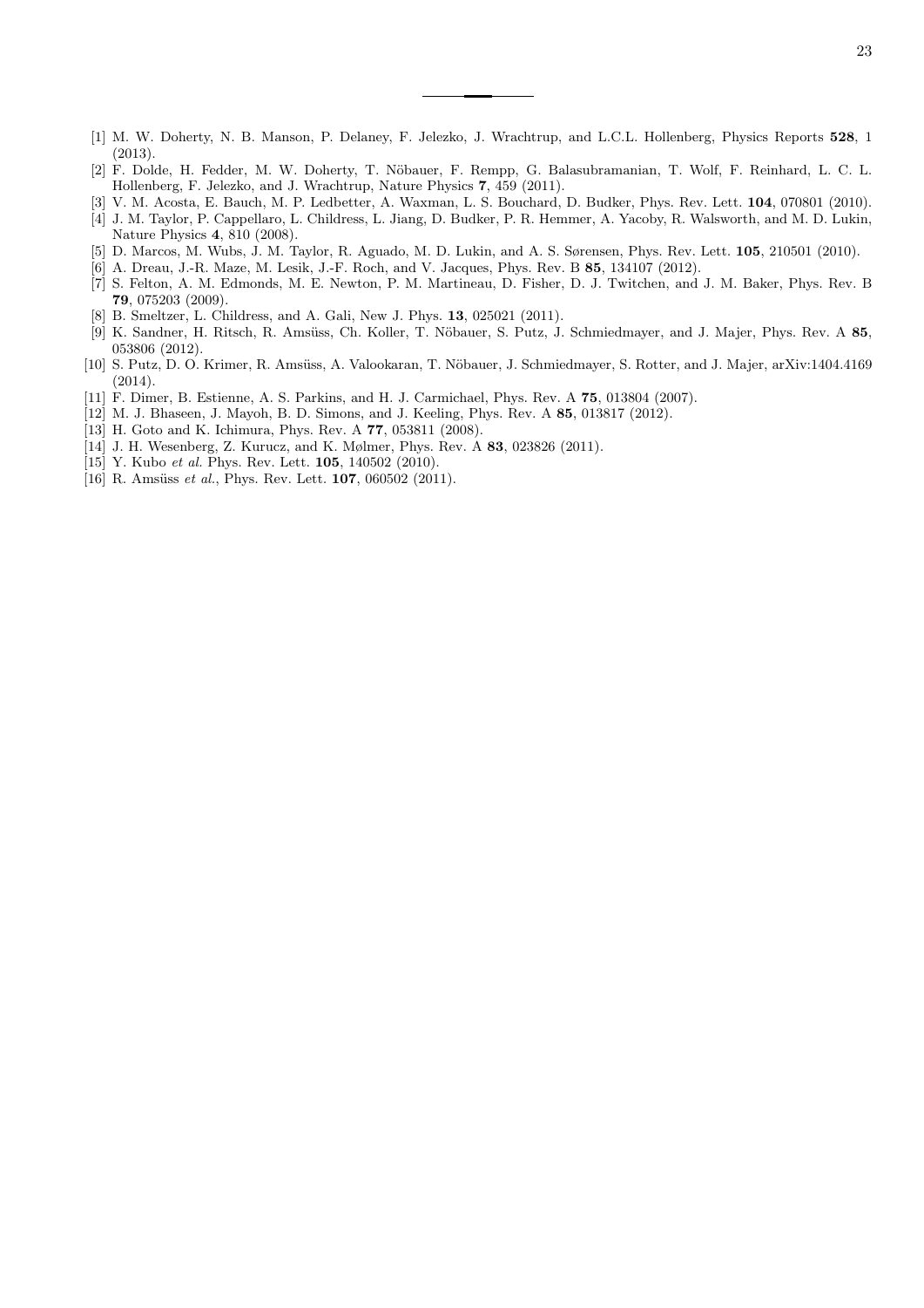- [1] M. W. Doherty, N. B. Manson, P. Delaney, F. Jelezko, J. Wrachtrup, and L.C.L. Hollenberg, Physics Reports **528**, 1 (2013).
- [2] F. Dolde, H. Fedder, M. W. Doherty, T. Nöbauer, F. Rempp, G. Balasubramanian, T. Wolf, F. Reinhard, L. C. L. Hollenberg, F. Jelezko, and J. Wrachtrup, Nature Physics **7**, 459 (2011).
- [3] V. M. Acosta, E. Bauch, M. P. Ledbetter, A. Waxman, L. S. Bouchard, D. Budker, Phys. Rev. Lett. **104**, 070801 (2010).
- [4] J. M. Taylor, P. Cappellaro, L. Childress, L. Jiang, D. Budker, P. R. Hemmer, A. Yacoby, R. Walsworth, and M. D. Lukin, Nature Physics **4**, 810 (2008).
- [5] D. Marcos, M. Wubs, J. M. Taylor, R. Aguado, M. D. Lukin, and A. S. Sørensen, Phys. Rev. Lett. **105**, 210501 (2010).
- [6] A. Dreau, J.-R. Maze, M. Lesik, J.-F. Roch, and V. Jacques, Phys. Rev. B **85**, 134107 (2012).
- [7] S. Felton, A. M. Edmonds, M. E. Newton, P. M. Martineau, D. Fisher, D. J. Twitchen, and J. M. Baker, Phys. Rev. B **79**, 075203 (2009).
- [8] B. Smeltzer, L. Childress, and A. Gali, New J. Phys. **13**, 025021 (2011).
- [9] K. Sandner, H. Ritsch, R. Amsüss, Ch. Koller, T. Nöbauer, S. Putz, J. Schmiedmayer, and J. Majer, Phys. Rev. A **85**, 053806 (2012).
- [10] S. Putz, D. O. Krimer, R. Amsüss, A. Valookaran, T. Nöbauer, J. Schmiedmayer, S. Rotter, and J. Majer, arXiv:1404.4169 (2014).
- [11] F. Dimer, B. Estienne, A. S. Parkins, and H. J. Carmichael, Phys. Rev. A **75**, 013804 (2007).
- [12] M. J. Bhaseen, J. Mayoh, B. D. Simons, and J. Keeling, Phys. Rev. A **85**, 013817 (2012).
- [13] H. Goto and K. Ichimura, Phys. Rev. A **77**, 053811 (2008).
- [14] J. H. Wesenberg, Z. Kurucz, and K. Mølmer, Phys. Rev. A **83**, 023826 (2011).
- [15] Y. Kubo *et al.* Phys. Rev. Lett. **105**, 140502 (2010).
- [16] R. Amsüss *et al.*, Phys. Rev. Lett. **107**, 060502 (2011).